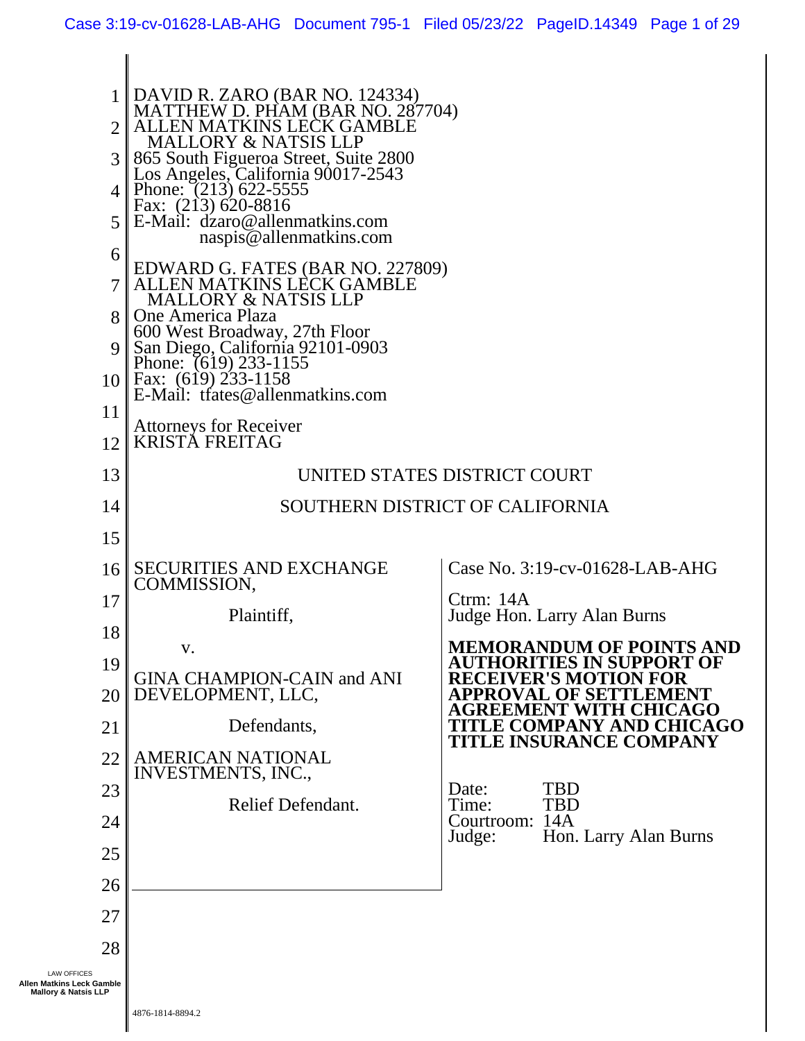DAVID R. ZARO (BAR NO. 124334)
MATTHEW D. PHAM (BAR NO. 287704)
ALLEN MATKINS LECK GAMBLE
MALLORY & NATSIS LLP
865 South Figueroa Street, Suite 2800
Los Angeles, California 90017-2543
Phone: (213) 622-5555
Fax: (213) 620-8816
E-Mail: dzaro@allenmatkins.com
naspis@allenmatkins.com

EDWARD G. FATES (BAR NO. 227809)
ALLEN MATKINS LECK GAMBLE
MALLORY & NATSIS LLP
One America Plaza
600 West Broadway, 27th Floor
San Diego, California 92101-0903
Phone: (619) 233-1155
Fax: (619) 233-1158
E-Mail: tfates@allenmatkins.com

Attorneys for Receiver
KRISTA FREITAG

UNITED STATES DISTRICT COURT

SOUTHERN DISTRICT OF CALIFORNIA

SECURITIES AND EXCHANGE COMMISSION,

Plaintiff,

v.

GINA CHAMPION-CAIN and ANI DEVELOPMENT, LLC,

Defendants,

AMERICAN NATIONAL INVESTMENTS, INC.,

Relief Defendant.

Case No. 3:19-cv-01628-LAB-AHG

Ctrm: 14A
Judge Hon. Larry Alan Burns

**MEMORANDUM OF POINTS AND AUTHORITIES IN SUPPORT OF RECEIVER'S MOTION FOR APPROVAL OF SETTLEMENT AGREEMENT WITH CHICAGO TITLE COMPANY AND CHICAGO TITLE INSURANCE COMPANY**

Date: TBD
Time: TBD
Courtroom: 14A
Judge: Hon. Larry Alan Burns

4876-1814-8894.2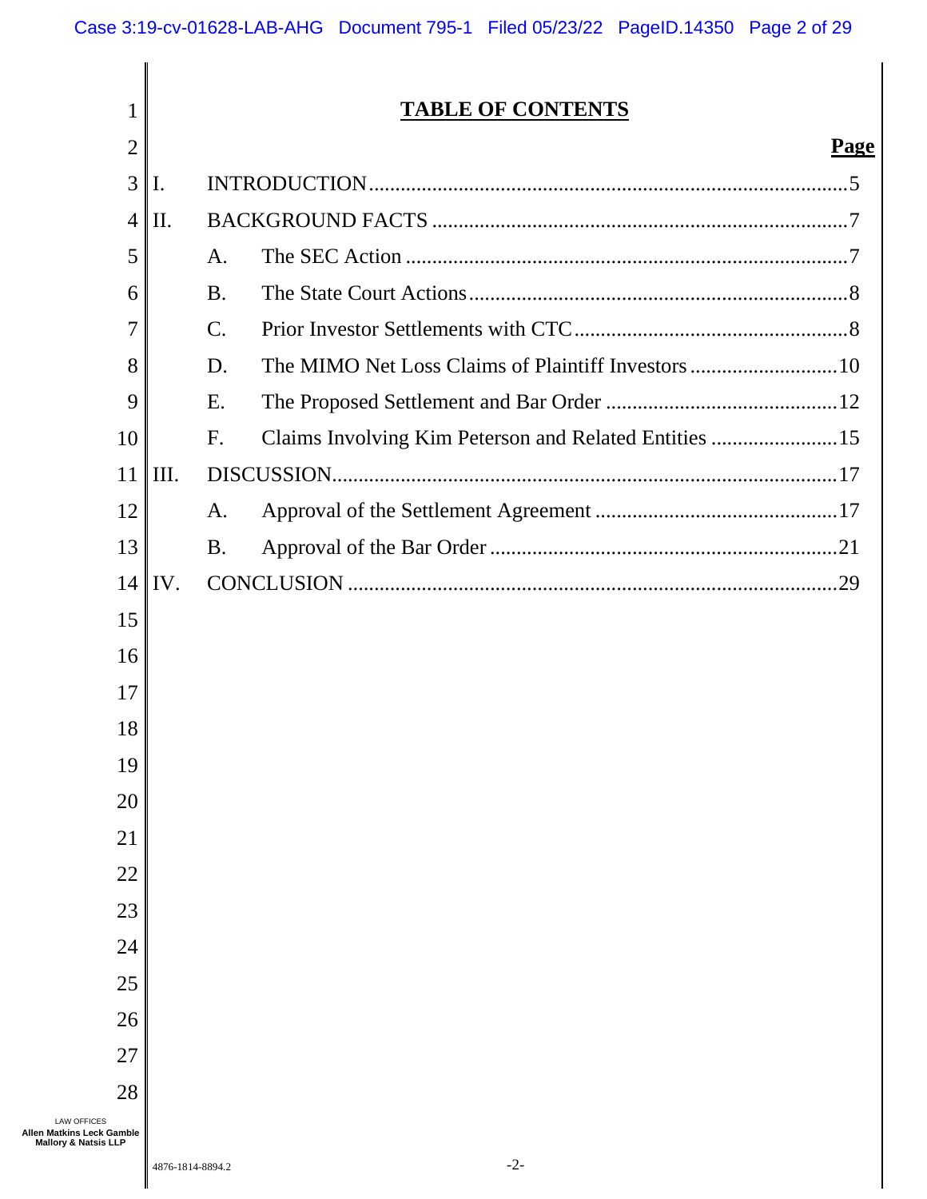# TABLE OF CONTENTS

| | | Page |
|---|---|---|
| I. | INTRODUCTION | 5 |
| II. | BACKGROUND FACTS | 7 |
| | A. The SEC Action | 7 |
| | B. The State Court Actions | 8 |
| | C. Prior Investor Settlements with CTC | 8 |
| | D. The MIMO Net Loss Claims of Plaintiff Investors | 10 |
| | E. The Proposed Settlement and Bar Order | 12 |
| | F. Claims Involving Kim Peterson and Related Entities | 15 |
| III. | DISCUSSION | 17 |
| | A. Approval of the Settlement Agreement | 17 |
| | B. Approval of the Bar Order | 21 |
| IV. | CONCLUSION | 29 |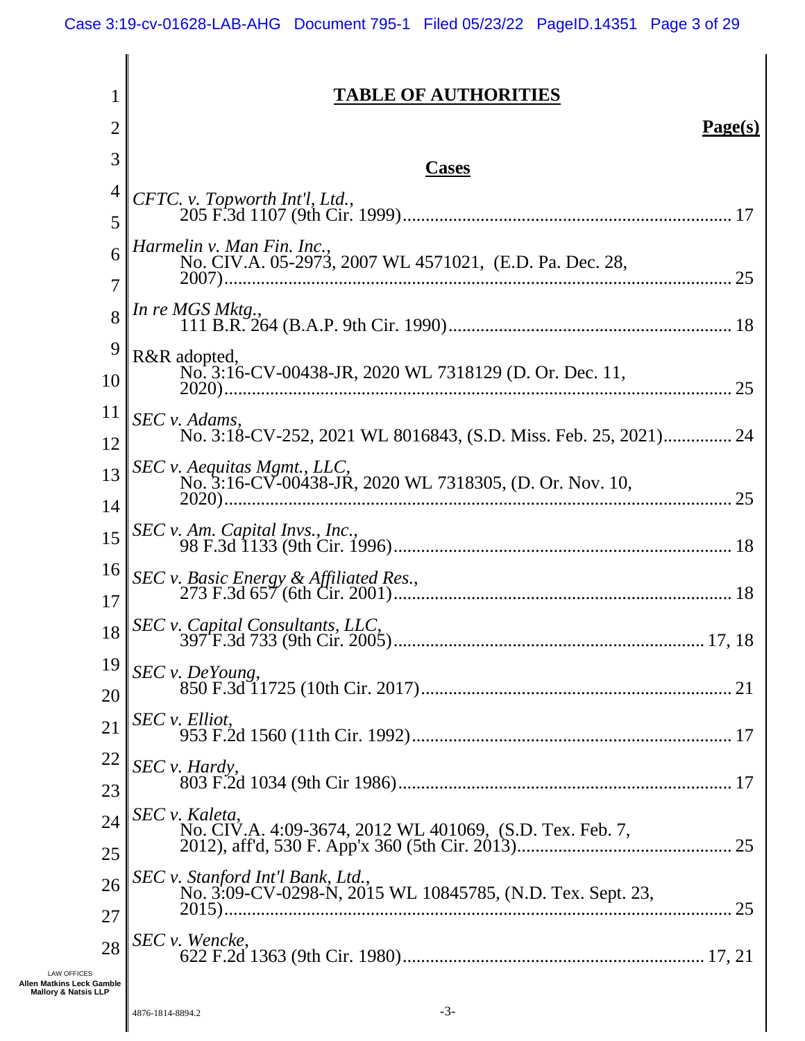# TABLE OF AUTHORITIES

**Page(s)**

## Cases

*CFTC. v. Topworth Int'l, Ltd.*,
205 F.3d 1107 (9th Cir. 1999) ........ 17

*Harmelin v. Man Fin. Inc.*,
No. CIV.A. 05-2973, 2007 WL 4571021, (E.D. Pa. Dec. 28, 2007) ........ 25

*In re MGS Mktg.*,
111 B.R. 264 (B.A.P. 9th Cir. 1990) ........ 18

R&R adopted,
No. 3:16-CV-00438-JR, 2020 WL 7318129 (D. Or. Dec. 11, 2020) ........ 25

*SEC v. Adams*,
No. 3:18-CV-252, 2021 WL 8016843, (S.D. Miss. Feb. 25, 2021) ........ 24

*SEC v. Aequitas Mgmt., LLC*,
No. 3:16-CV-00438-JR, 2020 WL 7318305, (D. Or. Nov. 10, 2020) ........ 25

*SEC v. Am. Capital Invs., Inc.*,
98 F.3d 1133 (9th Cir. 1996) ........ 18

*SEC v. Basic Energy & Affiliated Res.*,
273 F.3d 657 (6th Cir. 2001) ........ 18

*SEC v. Capital Consultants, LLC*,
397 F.3d 733 (9th Cir. 2005) ........ 17, 18

*SEC v. DeYoung*,
850 F.3d 11725 (10th Cir. 2017) ........ 21

*SEC v. Elliot*,
953 F.2d 1560 (11th Cir. 1992) ........ 17

*SEC v. Hardy*,
803 F.2d 1034 (9th Cir 1986) ........ 17

*SEC v. Kaleta*,
No. CIV.A. 4:09-3674, 2012 WL 401069, (S.D. Tex. Feb. 7, 2012), aff'd, 530 F. App'x 360 (5th Cir. 2013) ........ 25

*SEC v. Stanford Int'l Bank, Ltd.*,
No. 3:09-CV-0298-N, 2015 WL 10845785, (N.D. Tex. Sept. 23, 2015) ........ 25

*SEC v. Wencke*,
622 F.2d 1363 (9th Cir. 1980) ........ 17, 21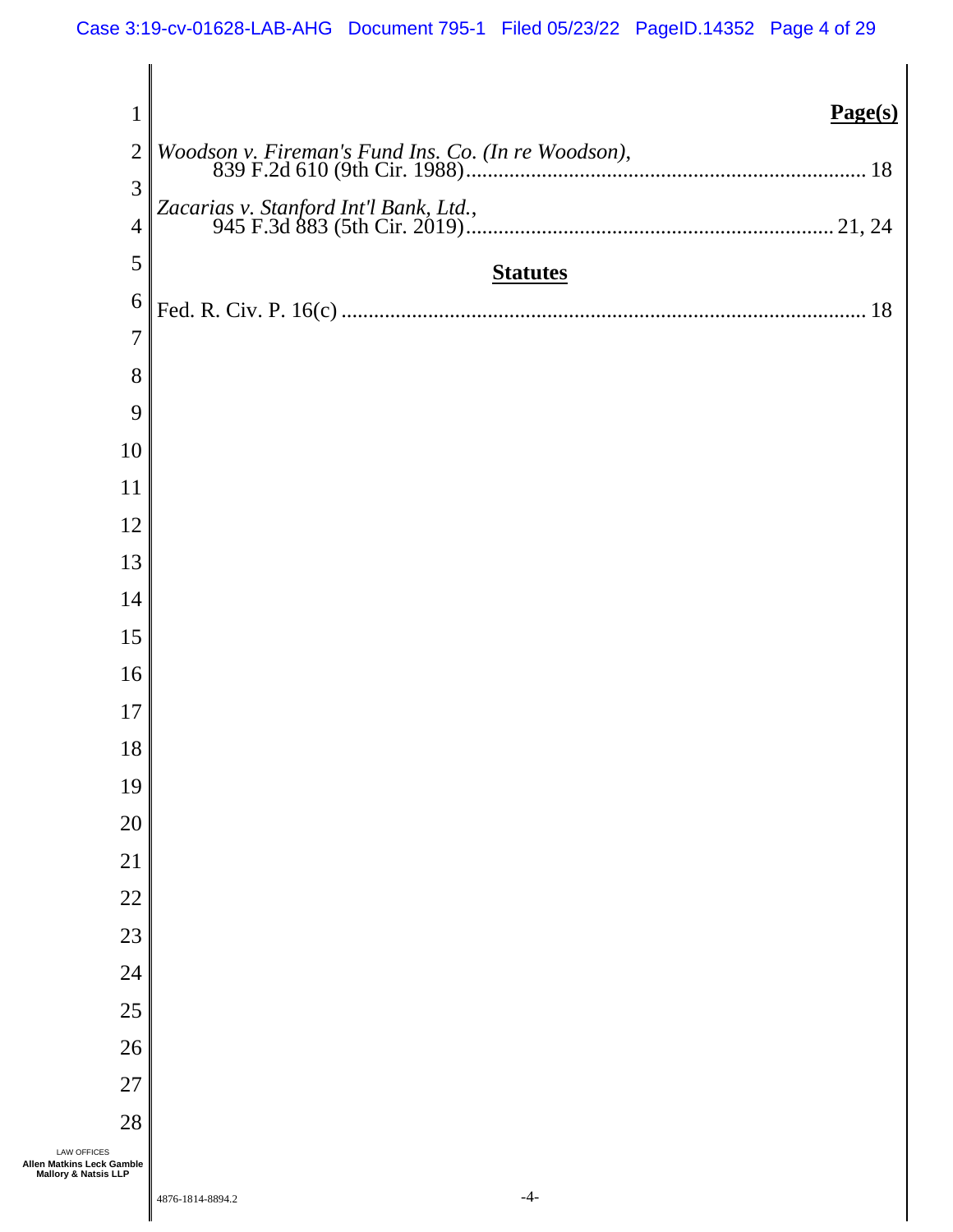**Page(s)**

*Woodson v. Fireman's Fund Ins. Co. (In re Woodson)*,
839 F.2d 610 (9th Cir. 1988) ........................................................................ 18

*Zacarias v. Stanford Int'l Bank, Ltd.*,
945 F.3d 883 (5th Cir. 2019) .................................................................. 21, 24

## Statutes

Fed. R. Civ. P. 16(c) ............................................................................................... 18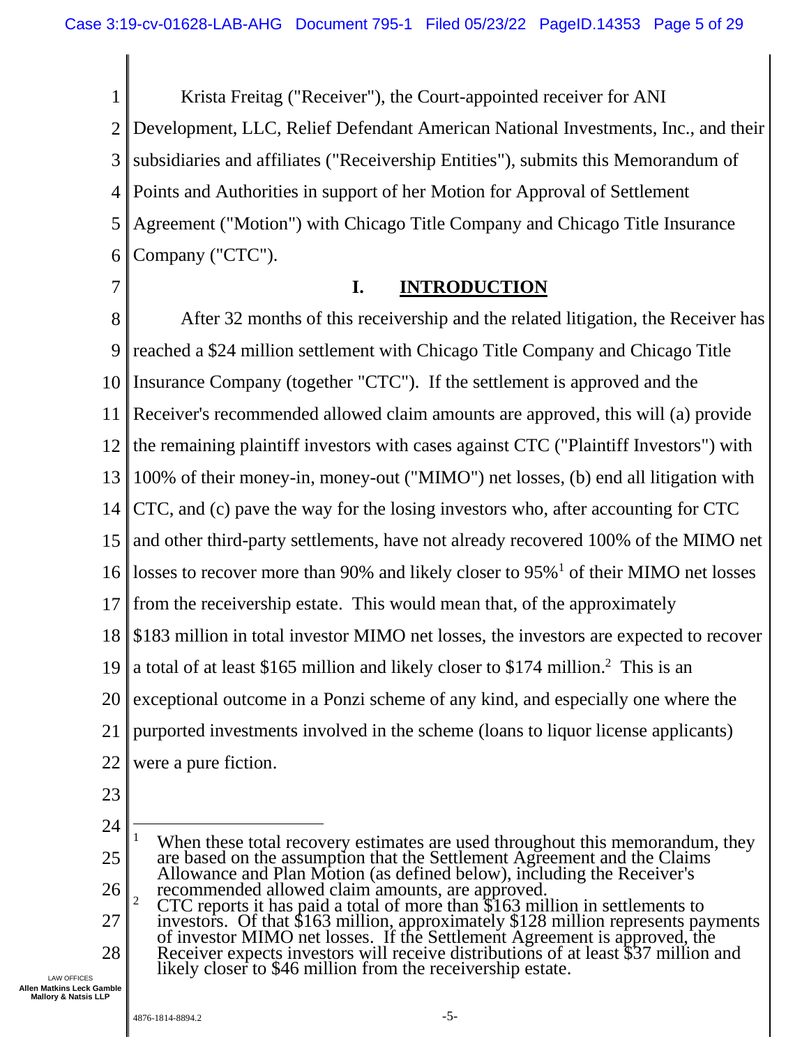Krista Freitag ("Receiver"), the Court-appointed receiver for ANI Development, LLC, Relief Defendant American National Investments, Inc., and their subsidiaries and affiliates ("Receivership Entities"), submits this Memorandum of Points and Authorities in support of her Motion for Approval of Settlement Agreement ("Motion") with Chicago Title Company and Chicago Title Insurance Company ("CTC").

## I. INTRODUCTION

After 32 months of this receivership and the related litigation, the Receiver has reached a $24 million settlement with Chicago Title Company and Chicago Title Insurance Company (together "CTC"). If the settlement is approved and the Receiver's recommended allowed claim amounts are approved, this will (a) provide the remaining plaintiff investors with cases against CTC ("Plaintiff Investors") with 100% of their money-in, money-out ("MIMO") net losses, (b) end all litigation with CTC, and (c) pave the way for the losing investors who, after accounting for CTC and other third-party settlements, have not already recovered 100% of the MIMO net losses to recover more than 90% and likely closer to 95%[1] of their MIMO net losses from the receivership estate. This would mean that, of the approximately $183 million in total investor MIMO net losses, the investors are expected to recover a total of at least $165 million and likely closer to $174 million.[2] This is an exceptional outcome in a Ponzi scheme of any kind, and especially one where the purported investments involved in the scheme (loans to liquor license applicants) were a pure fiction.

---

[1] When these total recovery estimates are used throughout this memorandum, they are based on the assumption that the Settlement Agreement and the Claims Allowance and Plan Motion (as defined below), including the Receiver's recommended allowed claim amounts, are approved.

[2] CTC reports it has paid a total of more than $163 million in settlements to investors. Of that $163 million, approximately $128 million represents payments of investor MIMO net losses. If the Settlement Agreement is approved, the Receiver expects investors will receive distributions of at least $37 million and likely closer to $46 million from the receivership estate.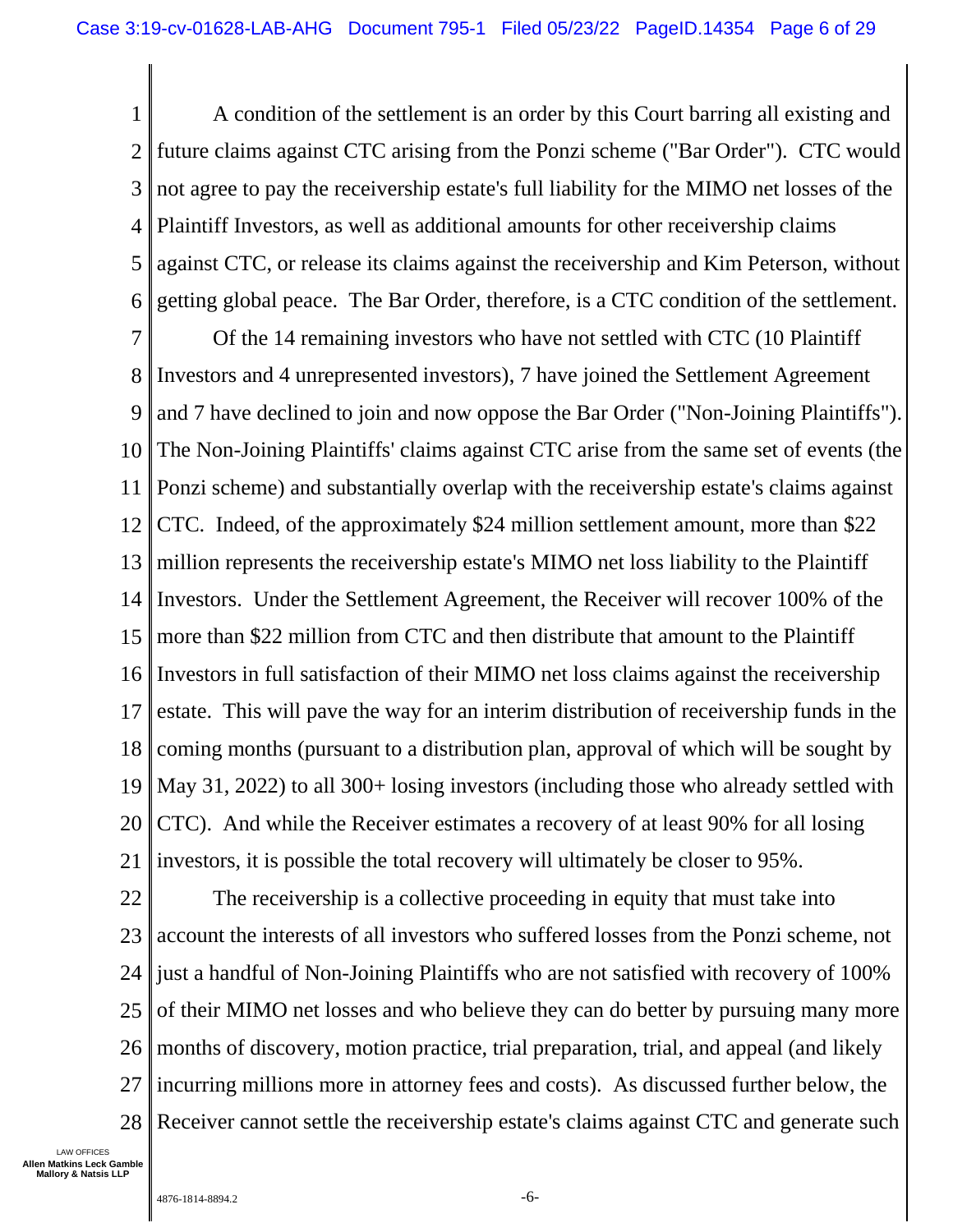A condition of the settlement is an order by this Court barring all existing and future claims against CTC arising from the Ponzi scheme ("Bar Order"). CTC would not agree to pay the receivership estate's full liability for the MIMO net losses of the Plaintiff Investors, as well as additional amounts for other receivership claims against CTC, or release its claims against the receivership and Kim Peterson, without getting global peace. The Bar Order, therefore, is a CTC condition of the settlement.

Of the 14 remaining investors who have not settled with CTC (10 Plaintiff Investors and 4 unrepresented investors), 7 have joined the Settlement Agreement and 7 have declined to join and now oppose the Bar Order ("Non-Joining Plaintiffs"). The Non-Joining Plaintiffs' claims against CTC arise from the same set of events (the Ponzi scheme) and substantially overlap with the receivership estate's claims against CTC. Indeed, of the approximately $24 million settlement amount, more than $22 million represents the receivership estate's MIMO net loss liability to the Plaintiff Investors. Under the Settlement Agreement, the Receiver will recover 100% of the more than $22 million from CTC and then distribute that amount to the Plaintiff Investors in full satisfaction of their MIMO net loss claims against the receivership estate. This will pave the way for an interim distribution of receivership funds in the coming months (pursuant to a distribution plan, approval of which will be sought by May 31, 2022) to all 300+ losing investors (including those who already settled with CTC). And while the Receiver estimates a recovery of at least 90% for all losing investors, it is possible the total recovery will ultimately be closer to 95%.

The receivership is a collective proceeding in equity that must take into account the interests of all investors who suffered losses from the Ponzi scheme, not just a handful of Non-Joining Plaintiffs who are not satisfied with recovery of 100% of their MIMO net losses and who believe they can do better by pursuing many more months of discovery, motion practice, trial preparation, trial, and appeal (and likely incurring millions more in attorney fees and costs). As discussed further below, the Receiver cannot settle the receivership estate's claims against CTC and generate such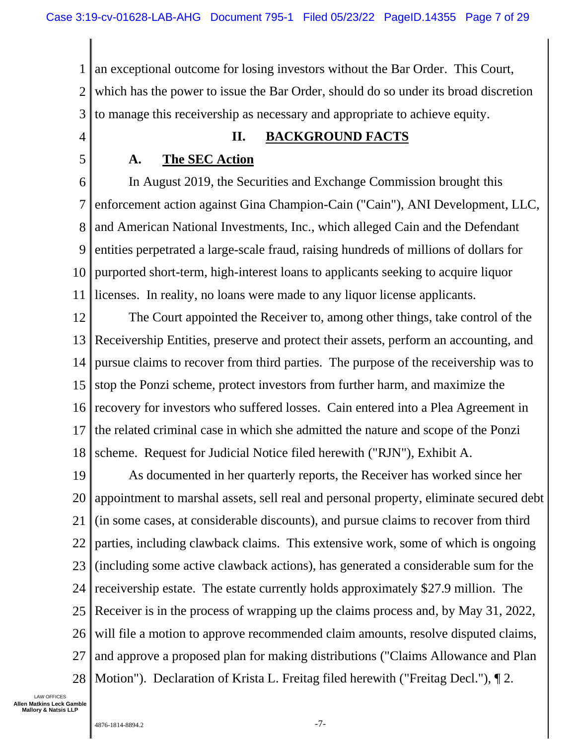an exceptional outcome for losing investors without the Bar Order. This Court, which has the power to issue the Bar Order, should do so under its broad discretion to manage this receivership as necessary and appropriate to achieve equity.

## II. BACKGROUND FACTS

### A. The SEC Action

In August 2019, the Securities and Exchange Commission brought this enforcement action against Gina Champion-Cain ("Cain"), ANI Development, LLC, and American National Investments, Inc., which alleged Cain and the Defendant entities perpetrated a large-scale fraud, raising hundreds of millions of dollars for purported short-term, high-interest loans to applicants seeking to acquire liquor licenses. In reality, no loans were made to any liquor license applicants.

The Court appointed the Receiver to, among other things, take control of the Receivership Entities, preserve and protect their assets, perform an accounting, and pursue claims to recover from third parties. The purpose of the receivership was to stop the Ponzi scheme, protect investors from further harm, and maximize the recovery for investors who suffered losses. Cain entered into a Plea Agreement in the related criminal case in which she admitted the nature and scope of the Ponzi scheme. Request for Judicial Notice filed herewith ("RJN"), Exhibit A.

As documented in her quarterly reports, the Receiver has worked since her appointment to marshal assets, sell real and personal property, eliminate secured debt (in some cases, at considerable discounts), and pursue claims to recover from third parties, including clawback claims. This extensive work, some of which is ongoing (including some active clawback actions), has generated a considerable sum for the receivership estate. The estate currently holds approximately $27.9 million. The Receiver is in the process of wrapping up the claims process and, by May 31, 2022, will file a motion to approve recommended claim amounts, resolve disputed claims, and approve a proposed plan for making distributions ("Claims Allowance and Plan Motion"). Declaration of Krista L. Freitag filed herewith ("Freitag Decl."), ¶ 2.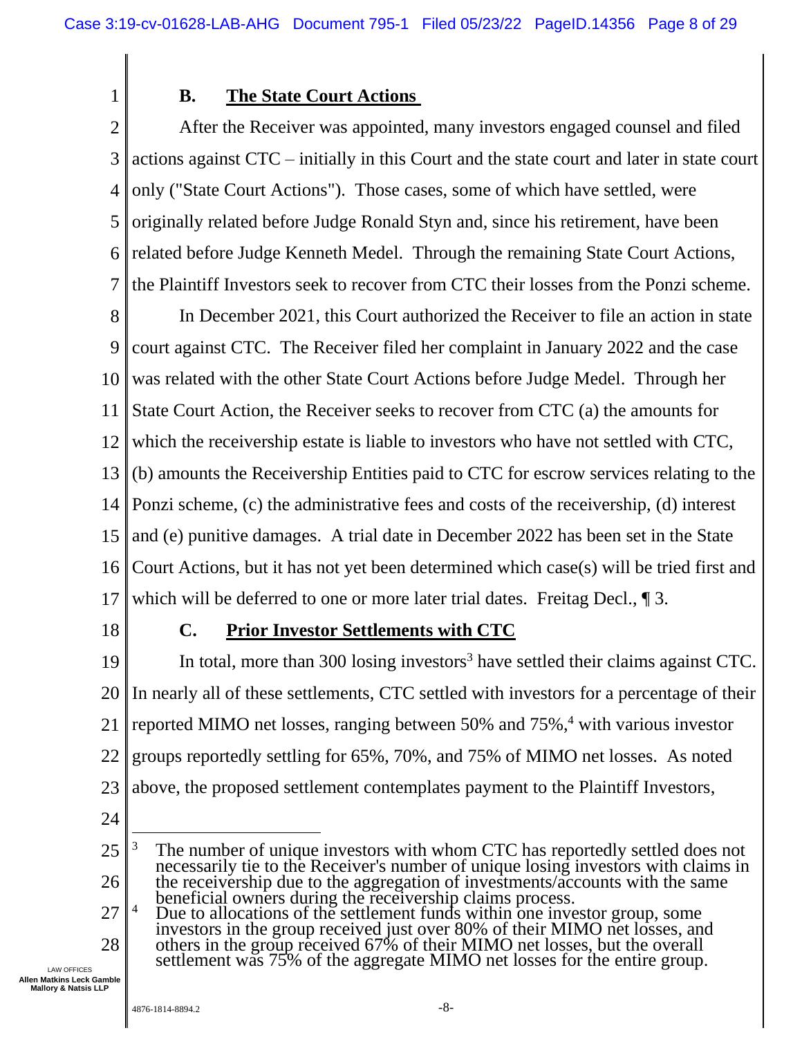### B. The State Court Actions

After the Receiver was appointed, many investors engaged counsel and filed actions against CTC – initially in this Court and the state court and later in state court only ("State Court Actions"). Those cases, some of which have settled, were originally related before Judge Ronald Styn and, since his retirement, have been related before Judge Kenneth Medel. Through the remaining State Court Actions, the Plaintiff Investors seek to recover from CTC their losses from the Ponzi scheme.

In December 2021, this Court authorized the Receiver to file an action in state court against CTC. The Receiver filed her complaint in January 2022 and the case was related with the other State Court Actions before Judge Medel. Through her State Court Action, the Receiver seeks to recover from CTC (a) the amounts for which the receivership estate is liable to investors who have not settled with CTC, (b) amounts the Receivership Entities paid to CTC for escrow services relating to the Ponzi scheme, (c) the administrative fees and costs of the receivership, (d) interest and (e) punitive damages. A trial date in December 2022 has been set in the State Court Actions, but it has not yet been determined which case(s) will be tried first and which will be deferred to one or more later trial dates. Freitag Decl., ¶ 3.

### C. Prior Investor Settlements with CTC

In total, more than 300 losing investors[3] have settled their claims against CTC. In nearly all of these settlements, CTC settled with investors for a percentage of their reported MIMO net losses, ranging between 50% and 75%,[4] with various investor groups reportedly settling for 65%, 70%, and 75% of MIMO net losses. As noted above, the proposed settlement contemplates payment to the Plaintiff Investors,

---

[3] The number of unique investors with whom CTC has reportedly settled does not necessarily tie to the Receiver's number of unique losing investors with claims in the receivership due to the aggregation of investments/accounts with the same beneficial owners during the receivership claims process.

[4] Due to allocations of the settlement funds within one investor group, some investors in the group received just over 80% of their MIMO net losses, and others in the group received 67% of their MIMO net losses, but the overall settlement was 75% of the aggregate MIMO net losses for the entire group.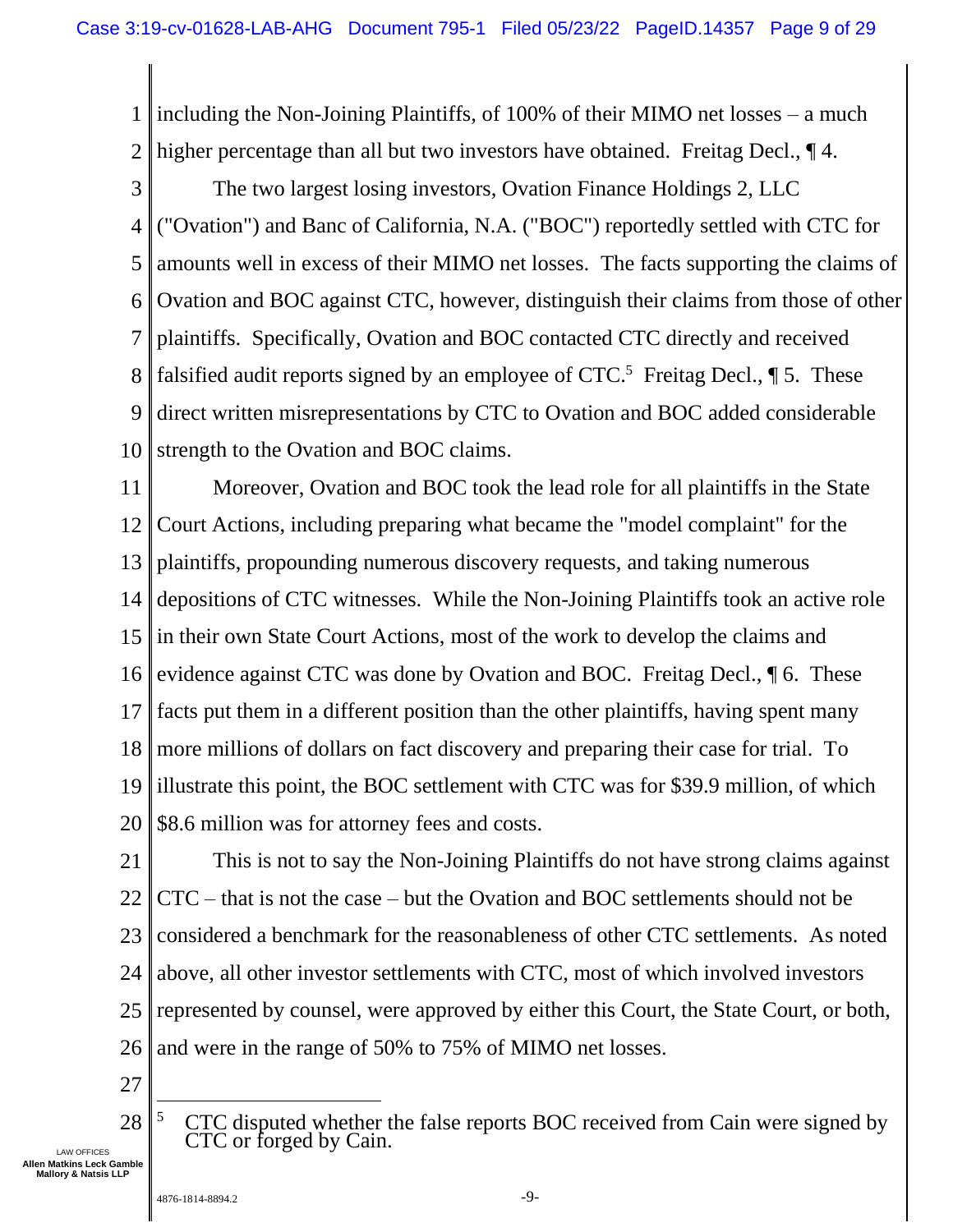including the Non-Joining Plaintiffs, of 100% of their MIMO net losses – a much higher percentage than all but two investors have obtained. Freitag Decl., ¶ 4.

The two largest losing investors, Ovation Finance Holdings 2, LLC ("Ovation") and Banc of California, N.A. ("BOC") reportedly settled with CTC for amounts well in excess of their MIMO net losses. The facts supporting the claims of Ovation and BOC against CTC, however, distinguish their claims from those of other plaintiffs. Specifically, Ovation and BOC contacted CTC directly and received falsified audit reports signed by an employee of CTC.[5] Freitag Decl., ¶ 5. These direct written misrepresentations by CTC to Ovation and BOC added considerable strength to the Ovation and BOC claims.

Moreover, Ovation and BOC took the lead role for all plaintiffs in the State Court Actions, including preparing what became the "model complaint" for the plaintiffs, propounding numerous discovery requests, and taking numerous depositions of CTC witnesses. While the Non-Joining Plaintiffs took an active role in their own State Court Actions, most of the work to develop the claims and evidence against CTC was done by Ovation and BOC. Freitag Decl., ¶ 6. These facts put them in a different position than the other plaintiffs, having spent many more millions of dollars on fact discovery and preparing their case for trial. To illustrate this point, the BOC settlement with CTC was for $39.9 million, of which $8.6 million was for attorney fees and costs.

This is not to say the Non-Joining Plaintiffs do not have strong claims against CTC – that is not the case – but the Ovation and BOC settlements should not be considered a benchmark for the reasonableness of other CTC settlements. As noted above, all other investor settlements with CTC, most of which involved investors represented by counsel, were approved by either this Court, the State Court, or both, and were in the range of 50% to 75% of MIMO net losses.

---

[5] CTC disputed whether the false reports BOC received from Cain were signed by CTC or forged by Cain.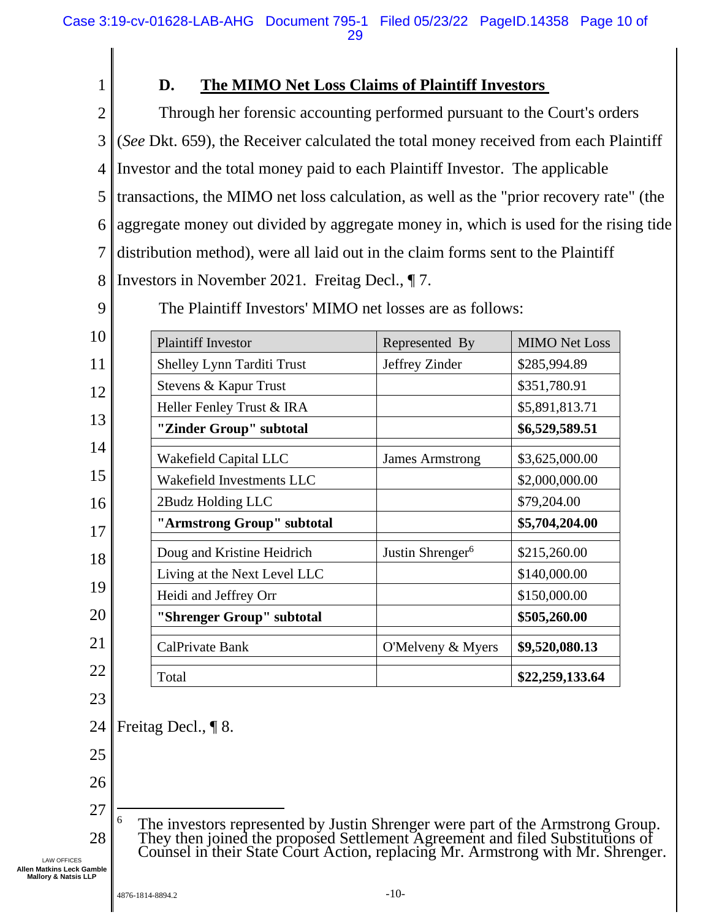### D. The MIMO Net Loss Claims of Plaintiff Investors

Through her forensic accounting performed pursuant to the Court's orders (*See* Dkt. 659), the Receiver calculated the total money received from each Plaintiff Investor and the total money paid to each Plaintiff Investor. The applicable transactions, the MIMO net loss calculation, as well as the "prior recovery rate" (the aggregate money out divided by aggregate money in, which is used for the rising tide distribution method), were all laid out in the claim forms sent to the Plaintiff Investors in November 2021. Freitag Decl., ¶ 7.

The Plaintiff Investors' MIMO net losses are as follows:

| Plaintiff Investor | Represented By | MIMO Net Loss |
|---|---|---|
| Shelley Lynn Tarditi Trust | Jeffrey Zinder | $285,994.89 |
| Stevens & Kapur Trust | | $351,780.91 |
| Heller Fenley Trust & IRA | | $5,891,813.71 |
| **"Zinder Group" subtotal** | | **$6,529,589.51** |
| | | |
| Wakefield Capital LLC | James Armstrong | $3,625,000.00 |
| Wakefield Investments LLC | | $2,000,000.00 |
| 2Budz Holding LLC | | $79,204.00 |
| **"Armstrong Group" subtotal** | | **$5,704,204.00** |
| | | |
| Doug and Kristine Heidrich | Justin Shrenger[6] | $215,260.00 |
| Living at the Next Level LLC | | $140,000.00 |
| Heidi and Jeffrey Orr | | $150,000.00 |
| **"Shrenger Group" subtotal** | | **$505,260.00** |
| | | |
| CalPrivate Bank | O'Melveny & Myers | **$9,520,080.13** |
| | | |
| Total | | **$22,259,133.64** |

Freitag Decl., ¶ 8.

---

[6] The investors represented by Justin Shrenger were part of the Armstrong Group. They then joined the proposed Settlement Agreement and filed Substitutions of Counsel in their State Court Action, replacing Mr. Armstrong with Mr. Shrenger.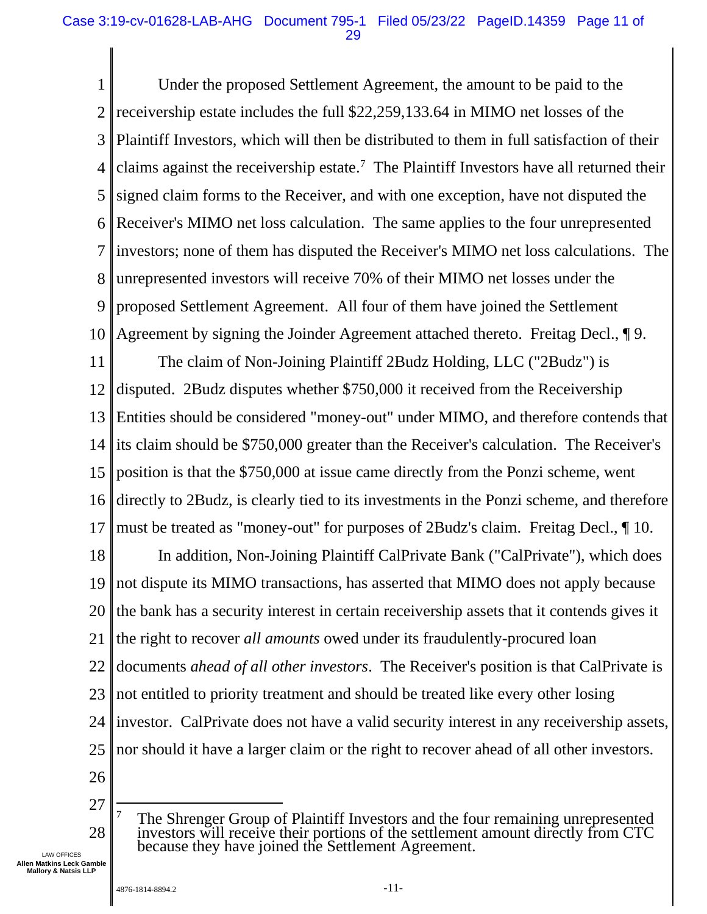Under the proposed Settlement Agreement, the amount to be paid to the receivership estate includes the full $22,259,133.64 in MIMO net losses of the Plaintiff Investors, which will then be distributed to them in full satisfaction of their claims against the receivership estate.[7] The Plaintiff Investors have all returned their signed claim forms to the Receiver, and with one exception, have not disputed the Receiver's MIMO net loss calculation. The same applies to the four unrepresented investors; none of them has disputed the Receiver's MIMO net loss calculations. The unrepresented investors will receive 70% of their MIMO net losses under the proposed Settlement Agreement. All four of them have joined the Settlement Agreement by signing the Joinder Agreement attached thereto. Freitag Decl., ¶ 9.

The claim of Non-Joining Plaintiff 2Budz Holding, LLC ("2Budz") is disputed. 2Budz disputes whether $750,000 it received from the Receivership Entities should be considered "money-out" under MIMO, and therefore contends that its claim should be $750,000 greater than the Receiver's calculation. The Receiver's position is that the $750,000 at issue came directly from the Ponzi scheme, went directly to 2Budz, is clearly tied to its investments in the Ponzi scheme, and therefore must be treated as "money-out" for purposes of 2Budz's claim. Freitag Decl., ¶ 10.

In addition, Non-Joining Plaintiff CalPrivate Bank ("CalPrivate"), which does not dispute its MIMO transactions, has asserted that MIMO does not apply because the bank has a security interest in certain receivership assets that it contends gives it the right to recover *all amounts* owed under its fraudulently-procured loan documents *ahead of all other investors*. The Receiver's position is that CalPrivate is not entitled to priority treatment and should be treated like every other losing investor. CalPrivate does not have a valid security interest in any receivership assets, nor should it have a larger claim or the right to recover ahead of all other investors.

---

[7] The Shrenger Group of Plaintiff Investors and the four remaining unrepresented investors will receive their portions of the settlement amount directly from CTC because they have joined the Settlement Agreement.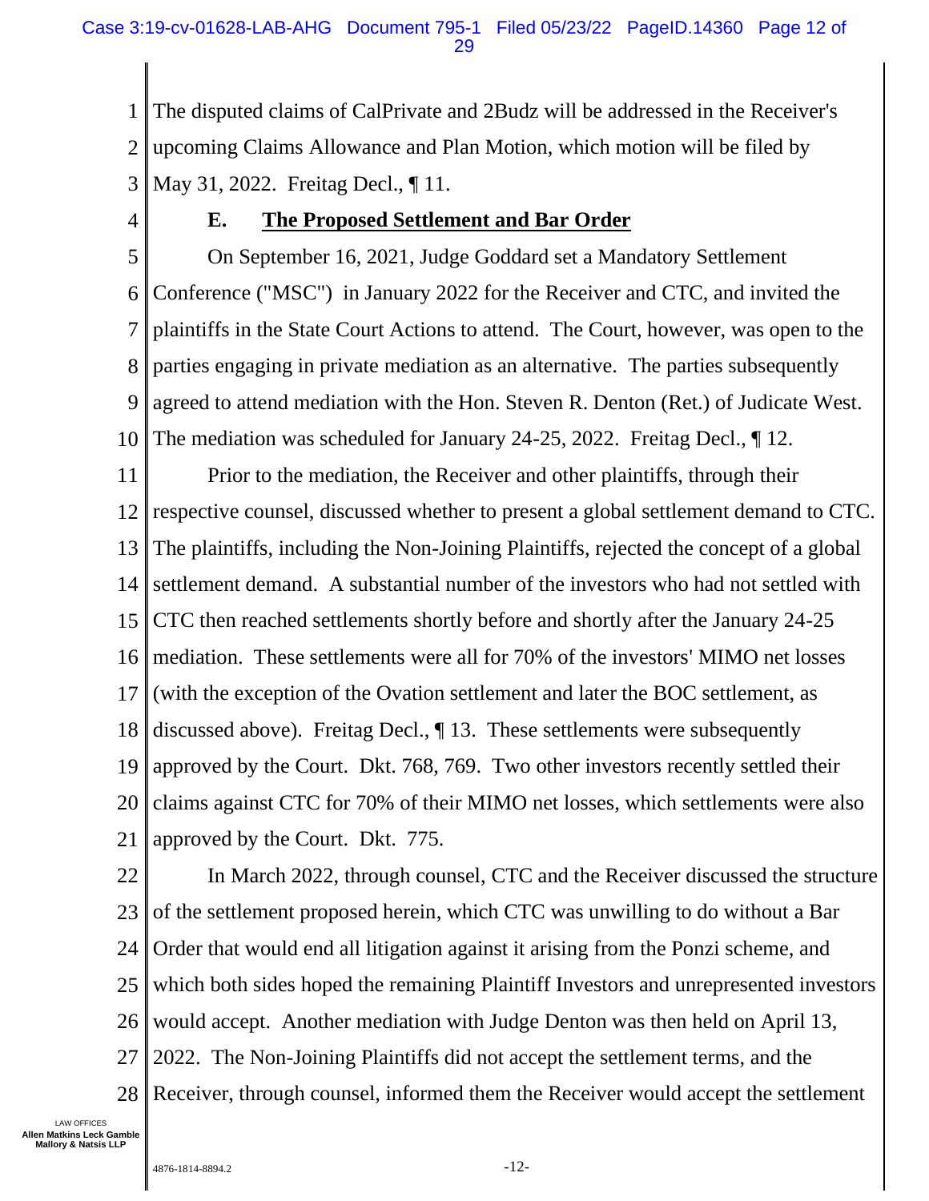The disputed claims of CalPrivate and 2Budz will be addressed in the Receiver's upcoming Claims Allowance and Plan Motion, which motion will be filed by May 31, 2022. Freitag Decl., ¶ 11.

### E. **The Proposed Settlement and Bar Order**

On September 16, 2021, Judge Goddard set a Mandatory Settlement Conference ("MSC") in January 2022 for the Receiver and CTC, and invited the plaintiffs in the State Court Actions to attend. The Court, however, was open to the parties engaging in private mediation as an alternative. The parties subsequently agreed to attend mediation with the Hon. Steven R. Denton (Ret.) of Judicate West. The mediation was scheduled for January 24-25, 2022. Freitag Decl., ¶ 12.

Prior to the mediation, the Receiver and other plaintiffs, through their respective counsel, discussed whether to present a global settlement demand to CTC. The plaintiffs, including the Non-Joining Plaintiffs, rejected the concept of a global settlement demand. A substantial number of the investors who had not settled with CTC then reached settlements shortly before and shortly after the January 24-25 mediation. These settlements were all for 70% of the investors' MIMO net losses (with the exception of the Ovation settlement and later the BOC settlement, as discussed above). Freitag Decl., ¶ 13. These settlements were subsequently approved by the Court. Dkt. 768, 769. Two other investors recently settled their claims against CTC for 70% of their MIMO net losses, which settlements were also approved by the Court. Dkt. 775.

In March 2022, through counsel, CTC and the Receiver discussed the structure of the settlement proposed herein, which CTC was unwilling to do without a Bar Order that would end all litigation against it arising from the Ponzi scheme, and which both sides hoped the remaining Plaintiff Investors and unrepresented investors would accept. Another mediation with Judge Denton was then held on April 13, 2022. The Non-Joining Plaintiffs did not accept the settlement terms, and the Receiver, through counsel, informed them the Receiver would accept the settlement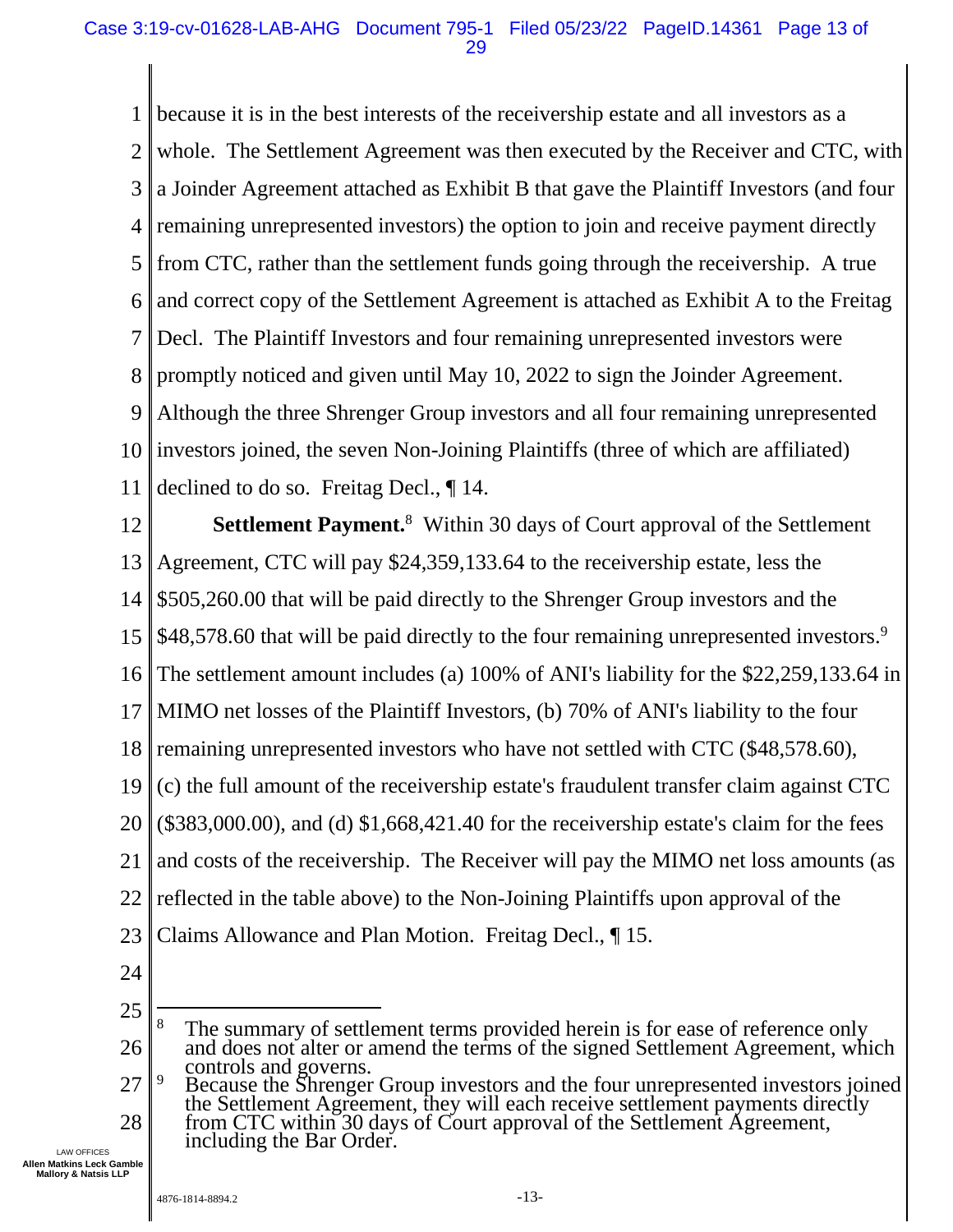because it is in the best interests of the receivership estate and all investors as a whole. The Settlement Agreement was then executed by the Receiver and CTC, with a Joinder Agreement attached as Exhibit B that gave the Plaintiff Investors (and four remaining unrepresented investors) the option to join and receive payment directly from CTC, rather than the settlement funds going through the receivership. A true and correct copy of the Settlement Agreement is attached as Exhibit A to the Freitag Decl. The Plaintiff Investors and four remaining unrepresented investors were promptly noticed and given until May 10, 2022 to sign the Joinder Agreement. Although the three Shrenger Group investors and all four remaining unrepresented investors joined, the seven Non-Joining Plaintiffs (three of which are affiliated) declined to do so. Freitag Decl., ¶ 14.

**Settlement Payment.**[8] Within 30 days of Court approval of the Settlement Agreement, CTC will pay $24,359,133.64 to the receivership estate, less the $505,260.00 that will be paid directly to the Shrenger Group investors and the $48,578.60 that will be paid directly to the four remaining unrepresented investors.[9] The settlement amount includes (a) 100% of ANI's liability for the $22,259,133.64 in MIMO net losses of the Plaintiff Investors, (b) 70% of ANI's liability to the four remaining unrepresented investors who have not settled with CTC ($48,578.60), (c) the full amount of the receivership estate's fraudulent transfer claim against CTC ($383,000.00), and (d) $1,668,421.40 for the receivership estate's claim for the fees and costs of the receivership. The Receiver will pay the MIMO net loss amounts (as reflected in the table above) to the Non-Joining Plaintiffs upon approval of the Claims Allowance and Plan Motion. Freitag Decl., ¶ 15.

---

[8] The summary of settlement terms provided herein is for ease of reference only and does not alter or amend the terms of the signed Settlement Agreement, which controls and governs.

[9] Because the Shrenger Group investors and the four unrepresented investors joined the Settlement Agreement, they will each receive settlement payments directly from CTC within 30 days of Court approval of the Settlement Agreement, including the Bar Order.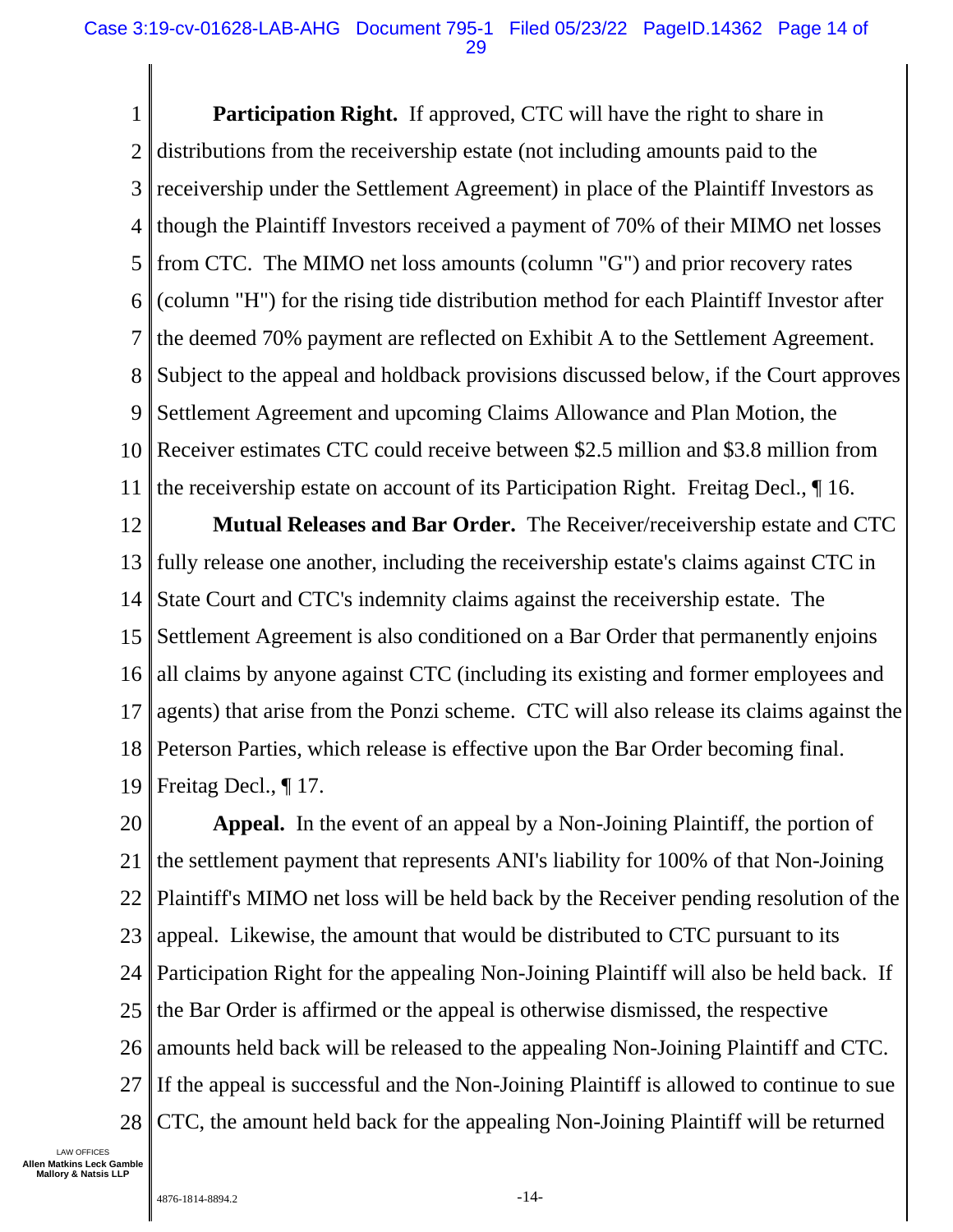**Participation Right.** If approved, CTC will have the right to share in distributions from the receivership estate (not including amounts paid to the receivership under the Settlement Agreement) in place of the Plaintiff Investors as though the Plaintiff Investors received a payment of 70% of their MIMO net losses from CTC. The MIMO net loss amounts (column "G") and prior recovery rates (column "H") for the rising tide distribution method for each Plaintiff Investor after the deemed 70% payment are reflected on Exhibit A to the Settlement Agreement. Subject to the appeal and holdback provisions discussed below, if the Court approves Settlement Agreement and upcoming Claims Allowance and Plan Motion, the Receiver estimates CTC could receive between $2.5 million and $3.8 million from the receivership estate on account of its Participation Right. Freitag Decl., ¶ 16.

**Mutual Releases and Bar Order.** The Receiver/receivership estate and CTC fully release one another, including the receivership estate's claims against CTC in State Court and CTC's indemnity claims against the receivership estate. The Settlement Agreement is also conditioned on a Bar Order that permanently enjoins all claims by anyone against CTC (including its existing and former employees and agents) that arise from the Ponzi scheme. CTC will also release its claims against the Peterson Parties, which release is effective upon the Bar Order becoming final. Freitag Decl., ¶ 17.

**Appeal.** In the event of an appeal by a Non-Joining Plaintiff, the portion of the settlement payment that represents ANI's liability for 100% of that Non-Joining Plaintiff's MIMO net loss will be held back by the Receiver pending resolution of the appeal. Likewise, the amount that would be distributed to CTC pursuant to its Participation Right for the appealing Non-Joining Plaintiff will also be held back. If the Bar Order is affirmed or the appeal is otherwise dismissed, the respective amounts held back will be released to the appealing Non-Joining Plaintiff and CTC. If the appeal is successful and the Non-Joining Plaintiff is allowed to continue to sue CTC, the amount held back for the appealing Non-Joining Plaintiff will be returned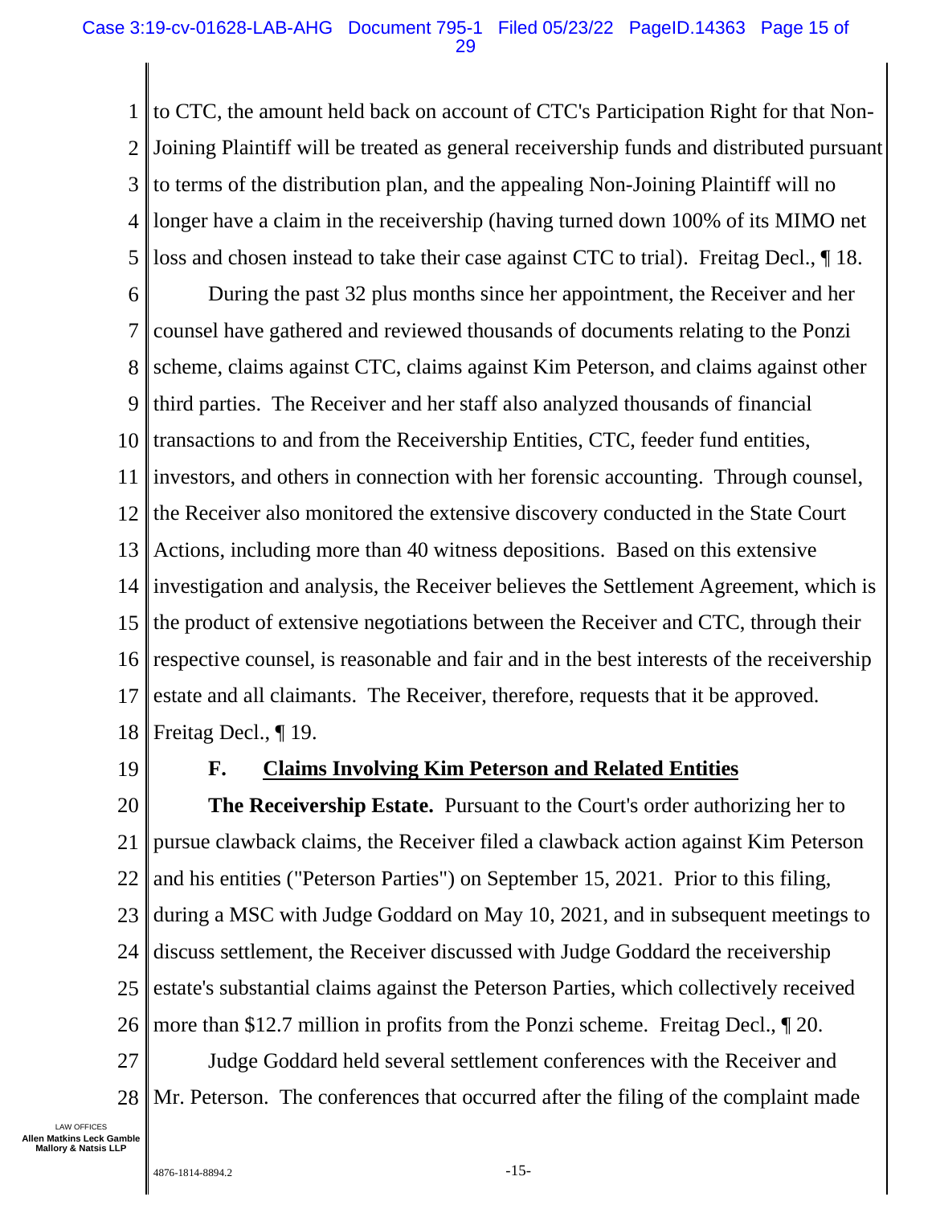to CTC, the amount held back on account of CTC's Participation Right for that Non-Joining Plaintiff will be treated as general receivership funds and distributed pursuant to terms of the distribution plan, and the appealing Non-Joining Plaintiff will no longer have a claim in the receivership (having turned down 100% of its MIMO net loss and chosen instead to take their case against CTC to trial). Freitag Decl., ¶ 18.

During the past 32 plus months since her appointment, the Receiver and her counsel have gathered and reviewed thousands of documents relating to the Ponzi scheme, claims against CTC, claims against Kim Peterson, and claims against other third parties. The Receiver and her staff also analyzed thousands of financial transactions to and from the Receivership Entities, CTC, feeder fund entities, investors, and others in connection with her forensic accounting. Through counsel, the Receiver also monitored the extensive discovery conducted in the State Court Actions, including more than 40 witness depositions. Based on this extensive investigation and analysis, the Receiver believes the Settlement Agreement, which is the product of extensive negotiations between the Receiver and CTC, through their respective counsel, is reasonable and fair and in the best interests of the receivership estate and all claimants. The Receiver, therefore, requests that it be approved. Freitag Decl., ¶ 19.

### F. Claims Involving Kim Peterson and Related Entities

**The Receivership Estate.** Pursuant to the Court's order authorizing her to pursue clawback claims, the Receiver filed a clawback action against Kim Peterson and his entities ("Peterson Parties") on September 15, 2021. Prior to this filing, during a MSC with Judge Goddard on May 10, 2021, and in subsequent meetings to discuss settlement, the Receiver discussed with Judge Goddard the receivership estate's substantial claims against the Peterson Parties, which collectively received more than $12.7 million in profits from the Ponzi scheme. Freitag Decl., ¶ 20.

Judge Goddard held several settlement conferences with the Receiver and Mr. Peterson. The conferences that occurred after the filing of the complaint made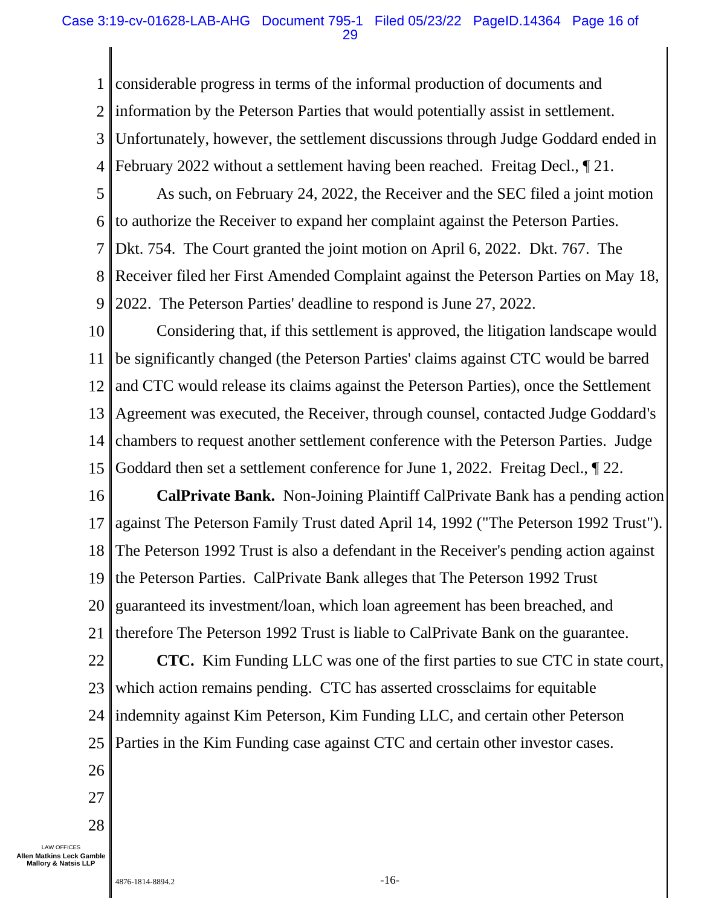considerable progress in terms of the informal production of documents and information by the Peterson Parties that would potentially assist in settlement. Unfortunately, however, the settlement discussions through Judge Goddard ended in February 2022 without a settlement having been reached. Freitag Decl., ¶ 21.

As such, on February 24, 2022, the Receiver and the SEC filed a joint motion to authorize the Receiver to expand her complaint against the Peterson Parties. Dkt. 754. The Court granted the joint motion on April 6, 2022. Dkt. 767. The Receiver filed her First Amended Complaint against the Peterson Parties on May 18, 2022. The Peterson Parties' deadline to respond is June 27, 2022.

Considering that, if this settlement is approved, the litigation landscape would be significantly changed (the Peterson Parties' claims against CTC would be barred and CTC would release its claims against the Peterson Parties), once the Settlement Agreement was executed, the Receiver, through counsel, contacted Judge Goddard's chambers to request another settlement conference with the Peterson Parties. Judge Goddard then set a settlement conference for June 1, 2022. Freitag Decl., ¶ 22.

**CalPrivate Bank.** Non-Joining Plaintiff CalPrivate Bank has a pending action against The Peterson Family Trust dated April 14, 1992 ("The Peterson 1992 Trust"). The Peterson 1992 Trust is also a defendant in the Receiver's pending action against the Peterson Parties. CalPrivate Bank alleges that The Peterson 1992 Trust guaranteed its investment/loan, which loan agreement has been breached, and therefore The Peterson 1992 Trust is liable to CalPrivate Bank on the guarantee.

**CTC.** Kim Funding LLC was one of the first parties to sue CTC in state court, which action remains pending. CTC has asserted crossclaims for equitable indemnity against Kim Peterson, Kim Funding LLC, and certain other Peterson Parties in the Kim Funding case against CTC and certain other investor cases.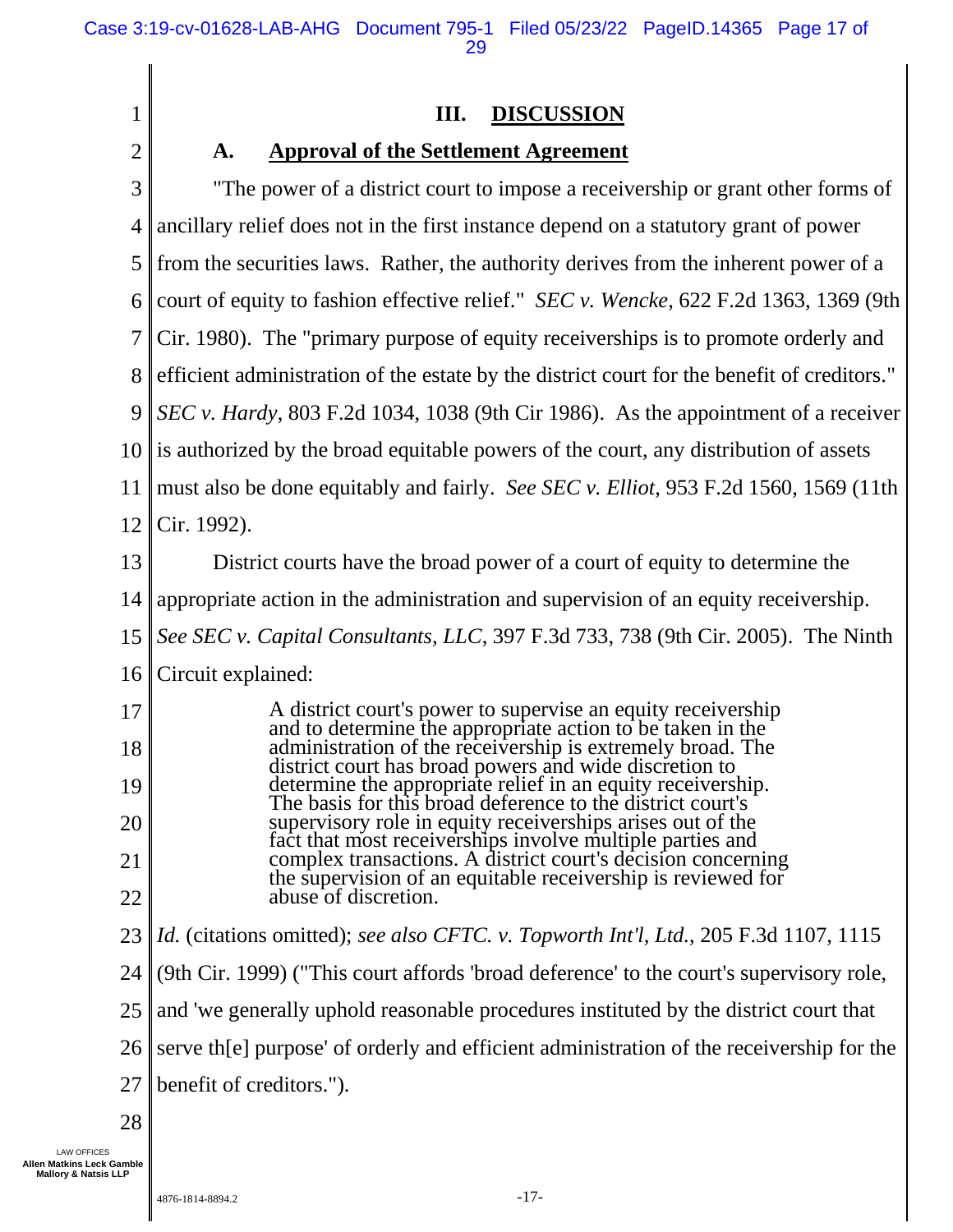## III. DISCUSSION

### A. Approval of the Settlement Agreement

"The power of a district court to impose a receivership or grant other forms of ancillary relief does not in the first instance depend on a statutory grant of power from the securities laws. Rather, the authority derives from the inherent power of a court of equity to fashion effective relief." *SEC v. Wencke*, 622 F.2d 1363, 1369 (9th Cir. 1980). The "primary purpose of equity receiverships is to promote orderly and efficient administration of the estate by the district court for the benefit of creditors." *SEC v. Hardy*, 803 F.2d 1034, 1038 (9th Cir 1986). As the appointment of a receiver is authorized by the broad equitable powers of the court, any distribution of assets must also be done equitably and fairly. *See SEC v. Elliot*, 953 F.2d 1560, 1569 (11th Cir. 1992).

District courts have the broad power of a court of equity to determine the appropriate action in the administration and supervision of an equity receivership. *See SEC v. Capital Consultants, LLC*, 397 F.3d 733, 738 (9th Cir. 2005). The Ninth Circuit explained:

> A district court's power to supervise an equity receivership and to determine the appropriate action to be taken in the administration of the receivership is extremely broad. The district court has broad powers and wide discretion to determine the appropriate relief in an equity receivership. The basis for this broad deference to the district court's supervisory role in equity receiverships arises out of the fact that most receiverships involve multiple parties and complex transactions. A district court's decision concerning the supervision of an equitable receivership is reviewed for abuse of discretion.

*Id.* (citations omitted); *see also CFTC. v. Topworth Int'l, Ltd.*, 205 F.3d 1107, 1115 (9th Cir. 1999) ("This court affords 'broad deference' to the court's supervisory role, and 'we generally uphold reasonable procedures instituted by the district court that serve th[e] purpose' of orderly and efficient administration of the receivership for the benefit of creditors.").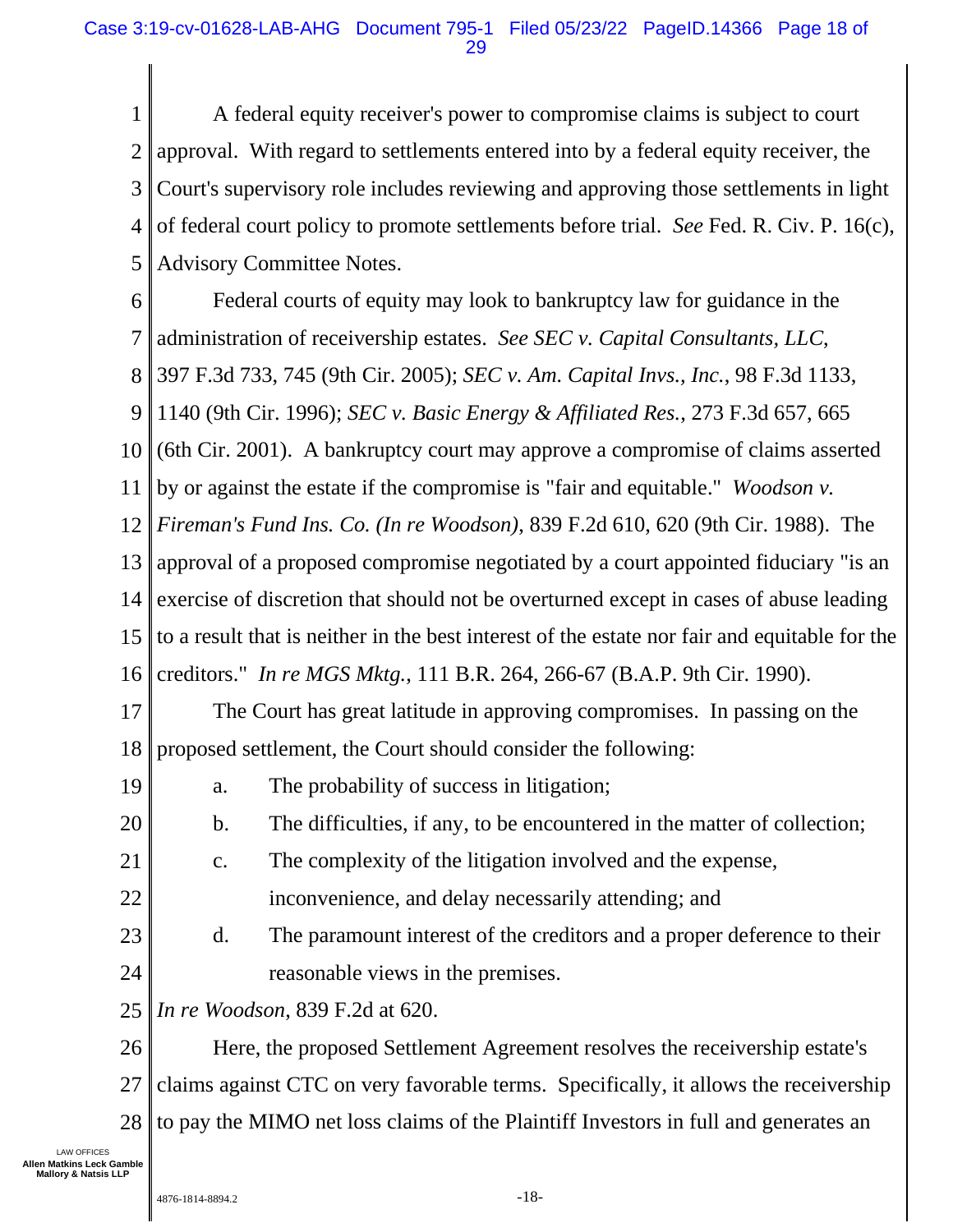A federal equity receiver's power to compromise claims is subject to court approval. With regard to settlements entered into by a federal equity receiver, the Court's supervisory role includes reviewing and approving those settlements in light of federal court policy to promote settlements before trial. *See* Fed. R. Civ. P. 16(c), Advisory Committee Notes.

Federal courts of equity may look to bankruptcy law for guidance in the administration of receivership estates. *See SEC v. Capital Consultants, LLC,* 397 F.3d 733, 745 (9th Cir. 2005); *SEC v. Am. Capital Invs., Inc.*, 98 F.3d 1133, 1140 (9th Cir. 1996); *SEC v. Basic Energy & Affiliated Res.*, 273 F.3d 657, 665 (6th Cir. 2001). A bankruptcy court may approve a compromise of claims asserted by or against the estate if the compromise is "fair and equitable." *Woodson v. Fireman's Fund Ins. Co. (In re Woodson)*, 839 F.2d 610, 620 (9th Cir. 1988). The approval of a proposed compromise negotiated by a court appointed fiduciary "is an exercise of discretion that should not be overturned except in cases of abuse leading to a result that is neither in the best interest of the estate nor fair and equitable for the creditors." *In re MGS Mktg.*, 111 B.R. 264, 266-67 (B.A.P. 9th Cir. 1990).

The Court has great latitude in approving compromises. In passing on the proposed settlement, the Court should consider the following:

a. The probability of success in litigation;

b. The difficulties, if any, to be encountered in the matter of collection;

c. The complexity of the litigation involved and the expense, inconvenience, and delay necessarily attending; and

d. The paramount interest of the creditors and a proper deference to their reasonable views in the premises.

*In re Woodson*, 839 F.2d at 620.

Here, the proposed Settlement Agreement resolves the receivership estate's claims against CTC on very favorable terms. Specifically, it allows the receivership to pay the MIMO net loss claims of the Plaintiff Investors in full and generates an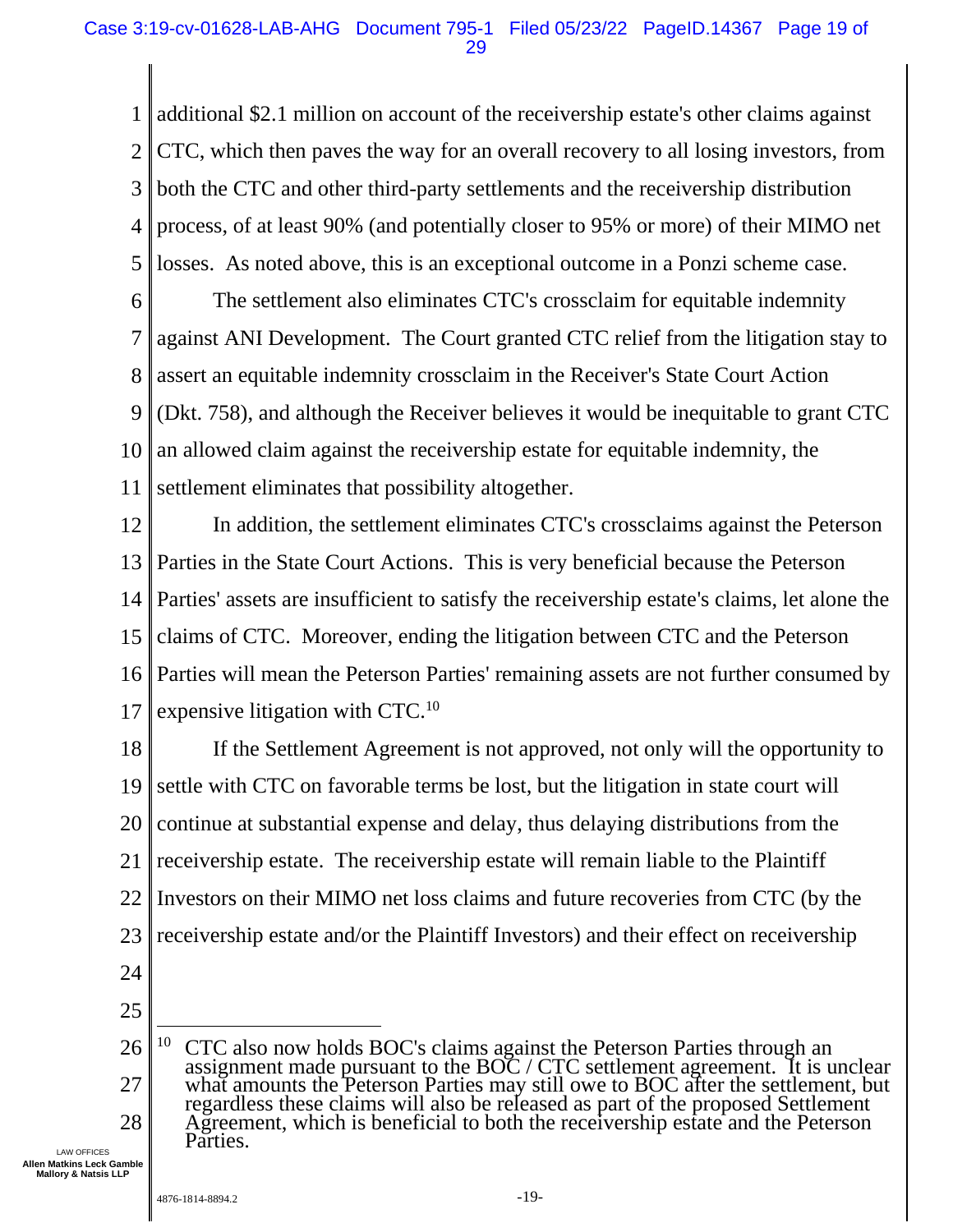additional $2.1 million on account of the receivership estate's other claims against CTC, which then paves the way for an overall recovery to all losing investors, from both the CTC and other third-party settlements and the receivership distribution process, of at least 90% (and potentially closer to 95% or more) of their MIMO net losses. As noted above, this is an exceptional outcome in a Ponzi scheme case.

The settlement also eliminates CTC's crossclaim for equitable indemnity against ANI Development. The Court granted CTC relief from the litigation stay to assert an equitable indemnity crossclaim in the Receiver's State Court Action (Dkt. 758), and although the Receiver believes it would be inequitable to grant CTC an allowed claim against the receivership estate for equitable indemnity, the settlement eliminates that possibility altogether.

In addition, the settlement eliminates CTC's crossclaims against the Peterson Parties in the State Court Actions. This is very beneficial because the Peterson Parties' assets are insufficient to satisfy the receivership estate's claims, let alone the claims of CTC. Moreover, ending the litigation between CTC and the Peterson Parties will mean the Peterson Parties' remaining assets are not further consumed by expensive litigation with CTC.[10]

If the Settlement Agreement is not approved, not only will the opportunity to settle with CTC on favorable terms be lost, but the litigation in state court will continue at substantial expense and delay, thus delaying distributions from the receivership estate. The receivership estate will remain liable to the Plaintiff Investors on their MIMO net loss claims and future recoveries from CTC (by the receivership estate and/or the Plaintiff Investors) and their effect on receivership

---

[10] CTC also now holds BOC's claims against the Peterson Parties through an assignment made pursuant to the BOC / CTC settlement agreement. It is unclear what amounts the Peterson Parties may still owe to BOC after the settlement, but regardless these claims will also be released as part of the proposed Settlement Agreement, which is beneficial to both the receivership estate and the Peterson Parties.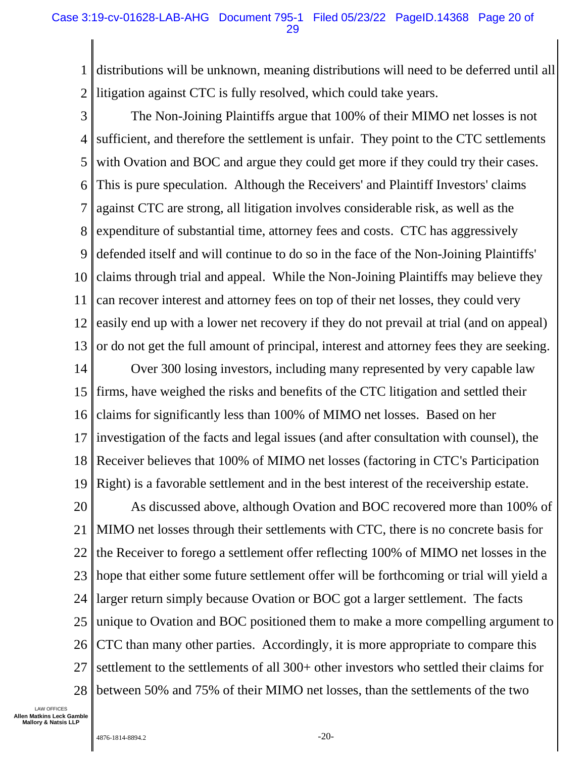distributions will be unknown, meaning distributions will need to be deferred until all litigation against CTC is fully resolved, which could take years.

The Non-Joining Plaintiffs argue that 100% of their MIMO net losses is not sufficient, and therefore the settlement is unfair. They point to the CTC settlements with Ovation and BOC and argue they could get more if they could try their cases. This is pure speculation. Although the Receivers' and Plaintiff Investors' claims against CTC are strong, all litigation involves considerable risk, as well as the expenditure of substantial time, attorney fees and costs. CTC has aggressively defended itself and will continue to do so in the face of the Non-Joining Plaintiffs' claims through trial and appeal. While the Non-Joining Plaintiffs may believe they can recover interest and attorney fees on top of their net losses, they could very easily end up with a lower net recovery if they do not prevail at trial (and on appeal) or do not get the full amount of principal, interest and attorney fees they are seeking.

Over 300 losing investors, including many represented by very capable law firms, have weighed the risks and benefits of the CTC litigation and settled their claims for significantly less than 100% of MIMO net losses. Based on her investigation of the facts and legal issues (and after consultation with counsel), the Receiver believes that 100% of MIMO net losses (factoring in CTC's Participation Right) is a favorable settlement and in the best interest of the receivership estate.

As discussed above, although Ovation and BOC recovered more than 100% of MIMO net losses through their settlements with CTC, there is no concrete basis for the Receiver to forego a settlement offer reflecting 100% of MIMO net losses in the hope that either some future settlement offer will be forthcoming or trial will yield a larger return simply because Ovation or BOC got a larger settlement. The facts unique to Ovation and BOC positioned them to make a more compelling argument to CTC than many other parties. Accordingly, it is more appropriate to compare this settlement to the settlements of all 300+ other investors who settled their claims for between 50% and 75% of their MIMO net losses, than the settlements of the two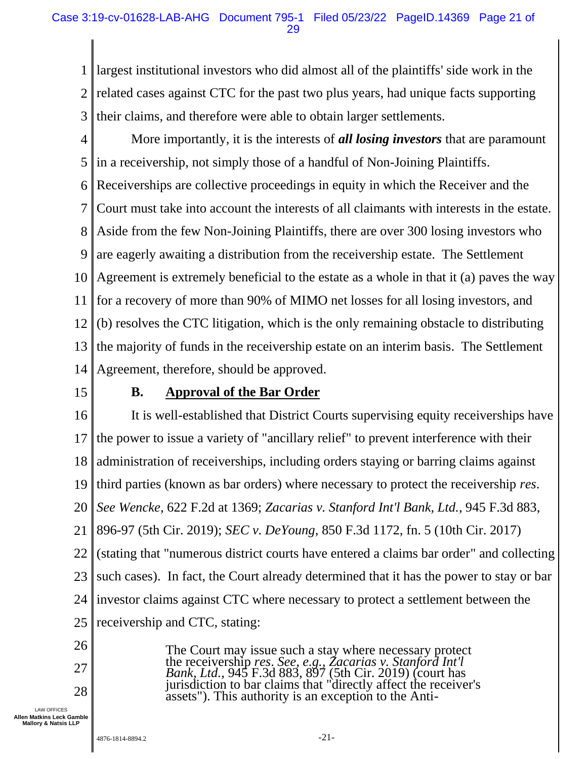largest institutional investors who did almost all of the plaintiffs' side work in the related cases against CTC for the past two plus years, had unique facts supporting their claims, and therefore were able to obtain larger settlements.

More importantly, it is the interests of ***all losing investors*** that are paramount in a receivership, not simply those of a handful of Non-Joining Plaintiffs. Receiverships are collective proceedings in equity in which the Receiver and the Court must take into account the interests of all claimants with interests in the estate. Aside from the few Non-Joining Plaintiffs, there are over 300 losing investors who are eagerly awaiting a distribution from the receivership estate. The Settlement Agreement is extremely beneficial to the estate as a whole in that it (a) paves the way for a recovery of more than 90% of MIMO net losses for all losing investors, and (b) resolves the CTC litigation, which is the only remaining obstacle to distributing the majority of funds in the receivership estate on an interim basis. The Settlement Agreement, therefore, should be approved.

### B. Approval of the Bar Order

It is well-established that District Courts supervising equity receiverships have the power to issue a variety of "ancillary relief" to prevent interference with their administration of receiverships, including orders staying or barring claims against third parties (known as bar orders) where necessary to protect the receivership *res*. *See Wencke*, 622 F.2d at 1369; *Zacarias v. Stanford Int'l Bank, Ltd.*, 945 F.3d 883, 896-97 (5th Cir. 2019); *SEC v. DeYoung*, 850 F.3d 1172, fn. 5 (10th Cir. 2017) (stating that "numerous district courts have entered a claims bar order" and collecting such cases). In fact, the Court already determined that it has the power to stay or bar investor claims against CTC where necessary to protect a settlement between the receivership and CTC, stating:

> The Court may issue such a stay where necessary protect the receivership *res*. *See, e.g., Zacarias v. Stanford Int'l Bank, Ltd.*, 945 F.3d 883, 897 (5th Cir. 2019) (court has jurisdiction to bar claims that "directly affect the receiver's assets"). This authority is an exception to the Anti-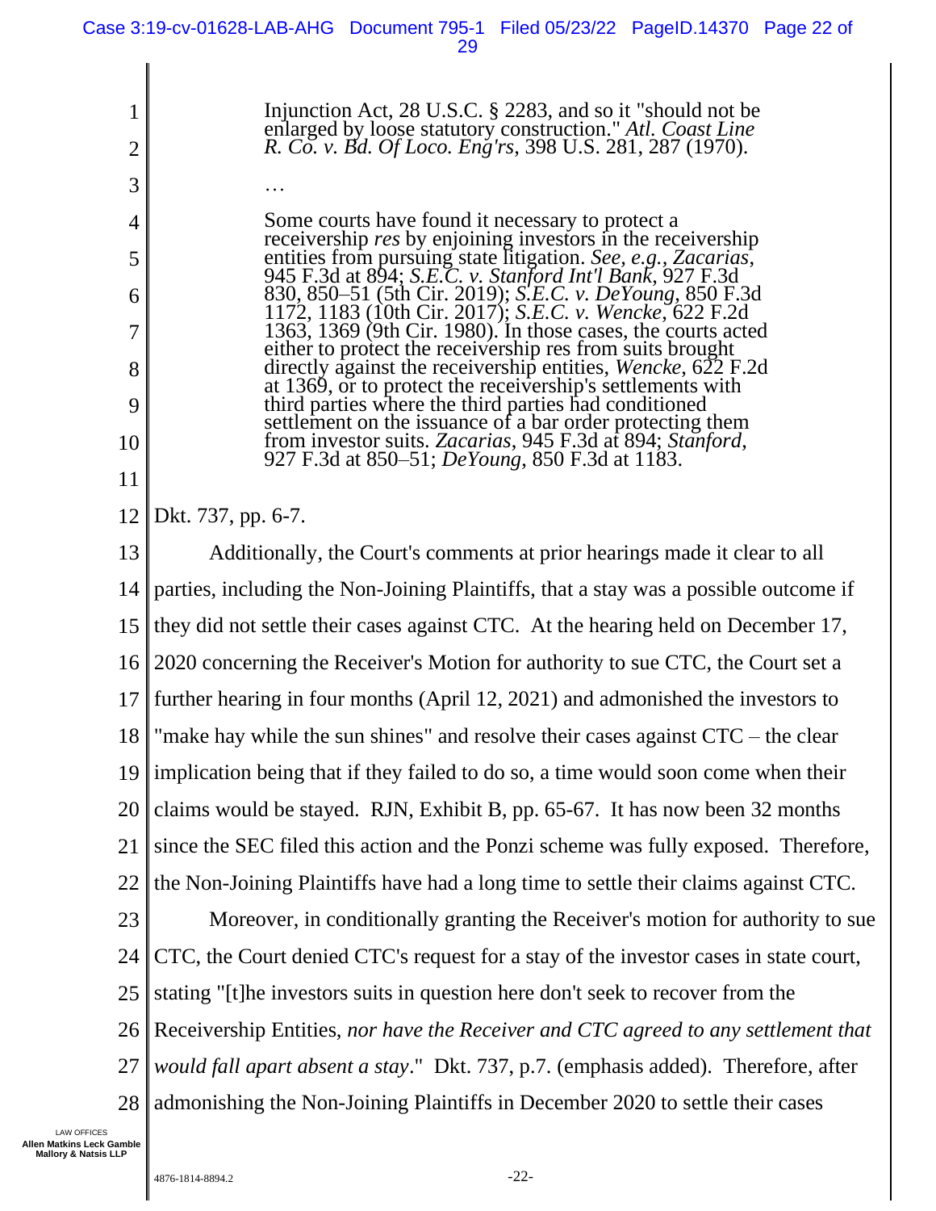> Injunction Act, 28 U.S.C. § 2283, and so it "should not be enlarged by loose statutory construction." *Atl. Coast Line R. Co. v. Bd. Of Loco. Eng'rs*, 398 U.S. 281, 287 (1970).
>
> …
>
> Some courts have found it necessary to protect a receivership *res* by enjoining investors in the receivership entities from pursuing state litigation. *See, e.g., Zacarias*, 945 F.3d at 894; *S.E.C. v. Stanford Int'l Bank*, 927 F.3d 830, 850–51 (5th Cir. 2019); *S.E.C. v. DeYoung*, 850 F.3d 1172, 1183 (10th Cir. 2017); *S.E.C. v. Wencke*, 622 F.2d 1363, 1369 (9th Cir. 1980). In those cases, the courts acted either to protect the receivership res from suits brought directly against the receivership entities, *Wencke*, 622 F.2d at 1369, or to protect the receivership's settlements with third parties where the third parties had conditioned settlement on the issuance of a bar order protecting them from investor suits. *Zacarias*, 945 F.3d at 894; *Stanford*, 927 F.3d at 850–51; *DeYoung*, 850 F.3d at 1183.

Dkt. 737, pp. 6-7.

Additionally, the Court's comments at prior hearings made it clear to all parties, including the Non-Joining Plaintiffs, that a stay was a possible outcome if they did not settle their cases against CTC. At the hearing held on December 17, 2020 concerning the Receiver's Motion for authority to sue CTC, the Court set a further hearing in four months (April 12, 2021) and admonished the investors to "make hay while the sun shines" and resolve their cases against CTC – the clear implication being that if they failed to do so, a time would soon come when their claims would be stayed. RJN, Exhibit B, pp. 65-67. It has now been 32 months since the SEC filed this action and the Ponzi scheme was fully exposed. Therefore, the Non-Joining Plaintiffs have had a long time to settle their claims against CTC.

Moreover, in conditionally granting the Receiver's motion for authority to sue CTC, the Court denied CTC's request for a stay of the investor cases in state court, stating "[t]he investors suits in question here don't seek to recover from the Receivership Entities, *nor have the Receiver and CTC agreed to any settlement that would fall apart absent a stay*." Dkt. 737, p.7. (emphasis added). Therefore, after admonishing the Non-Joining Plaintiffs in December 2020 to settle their cases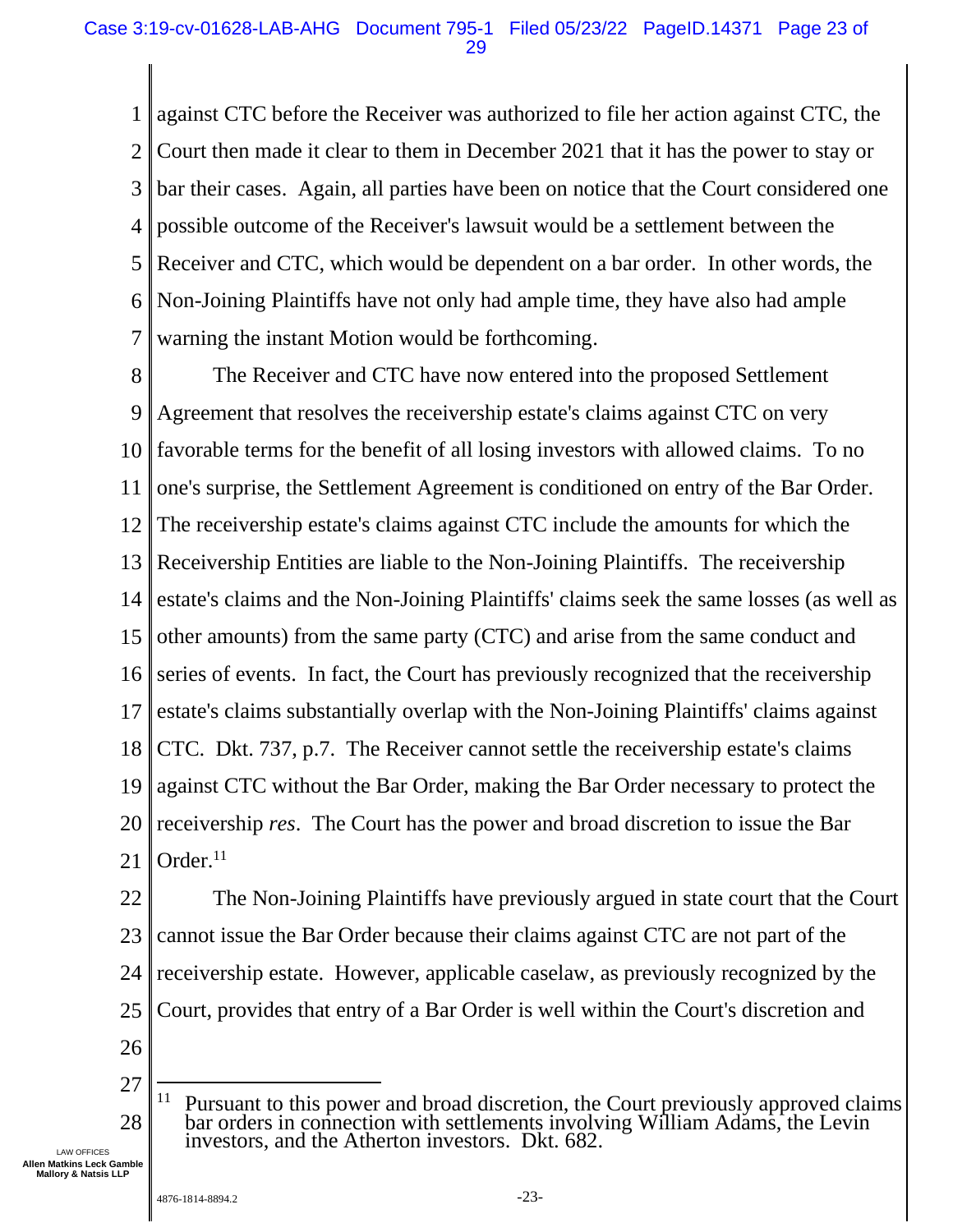against CTC before the Receiver was authorized to file her action against CTC, the Court then made it clear to them in December 2021 that it has the power to stay or bar their cases. Again, all parties have been on notice that the Court considered one possible outcome of the Receiver's lawsuit would be a settlement between the Receiver and CTC, which would be dependent on a bar order. In other words, the Non-Joining Plaintiffs have not only had ample time, they have also had ample warning the instant Motion would be forthcoming.

The Receiver and CTC have now entered into the proposed Settlement Agreement that resolves the receivership estate's claims against CTC on very favorable terms for the benefit of all losing investors with allowed claims. To no one's surprise, the Settlement Agreement is conditioned on entry of the Bar Order. The receivership estate's claims against CTC include the amounts for which the Receivership Entities are liable to the Non-Joining Plaintiffs. The receivership estate's claims and the Non-Joining Plaintiffs' claims seek the same losses (as well as other amounts) from the same party (CTC) and arise from the same conduct and series of events. In fact, the Court has previously recognized that the receivership estate's claims substantially overlap with the Non-Joining Plaintiffs' claims against CTC. Dkt. 737, p.7. The Receiver cannot settle the receivership estate's claims against CTC without the Bar Order, making the Bar Order necessary to protect the receivership *res*. The Court has the power and broad discretion to issue the Bar Order.[11]

The Non-Joining Plaintiffs have previously argued in state court that the Court cannot issue the Bar Order because their claims against CTC are not part of the receivership estate. However, applicable caselaw, as previously recognized by the Court, provides that entry of a Bar Order is well within the Court's discretion and

---

[11] Pursuant to this power and broad discretion, the Court previously approved claims bar orders in connection with settlements involving William Adams, the Levin investors, and the Atherton investors. Dkt. 682.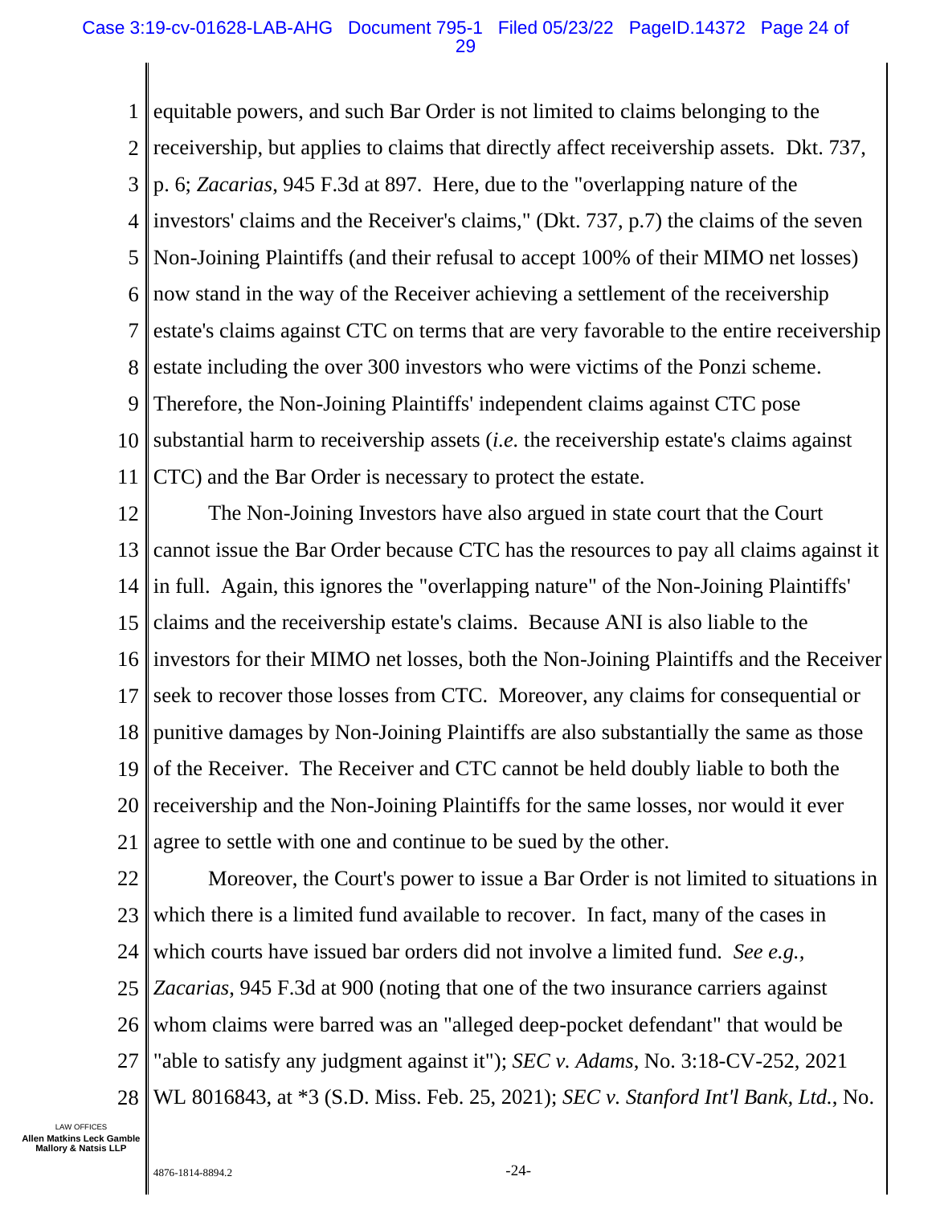equitable powers, and such Bar Order is not limited to claims belonging to the receivership, but applies to claims that directly affect receivership assets. Dkt. 737, p. 6; *Zacarias*, 945 F.3d at 897. Here, due to the "overlapping nature of the investors' claims and the Receiver's claims," (Dkt. 737, p.7) the claims of the seven Non-Joining Plaintiffs (and their refusal to accept 100% of their MIMO net losses) now stand in the way of the Receiver achieving a settlement of the receivership estate's claims against CTC on terms that are very favorable to the entire receivership estate including the over 300 investors who were victims of the Ponzi scheme. Therefore, the Non-Joining Plaintiffs' independent claims against CTC pose substantial harm to receivership assets (*i.e.* the receivership estate's claims against CTC) and the Bar Order is necessary to protect the estate.

The Non-Joining Investors have also argued in state court that the Court cannot issue the Bar Order because CTC has the resources to pay all claims against it in full. Again, this ignores the "overlapping nature" of the Non-Joining Plaintiffs' claims and the receivership estate's claims. Because ANI is also liable to the investors for their MIMO net losses, both the Non-Joining Plaintiffs and the Receiver seek to recover those losses from CTC. Moreover, any claims for consequential or punitive damages by Non-Joining Plaintiffs are also substantially the same as those of the Receiver. The Receiver and CTC cannot be held doubly liable to both the receivership and the Non-Joining Plaintiffs for the same losses, nor would it ever agree to settle with one and continue to be sued by the other.

Moreover, the Court's power to issue a Bar Order is not limited to situations in which there is a limited fund available to recover. In fact, many of the cases in which courts have issued bar orders did not involve a limited fund. *See e.g.*, *Zacarias*, 945 F.3d at 900 (noting that one of the two insurance carriers against whom claims were barred was an "alleged deep-pocket defendant" that would be "able to satisfy any judgment against it"); *SEC v. Adams*, No. 3:18-CV-252, 2021 WL 8016843, at *3 (S.D. Miss. Feb. 25, 2021); *SEC v. Stanford Int'l Bank, Ltd.*, No.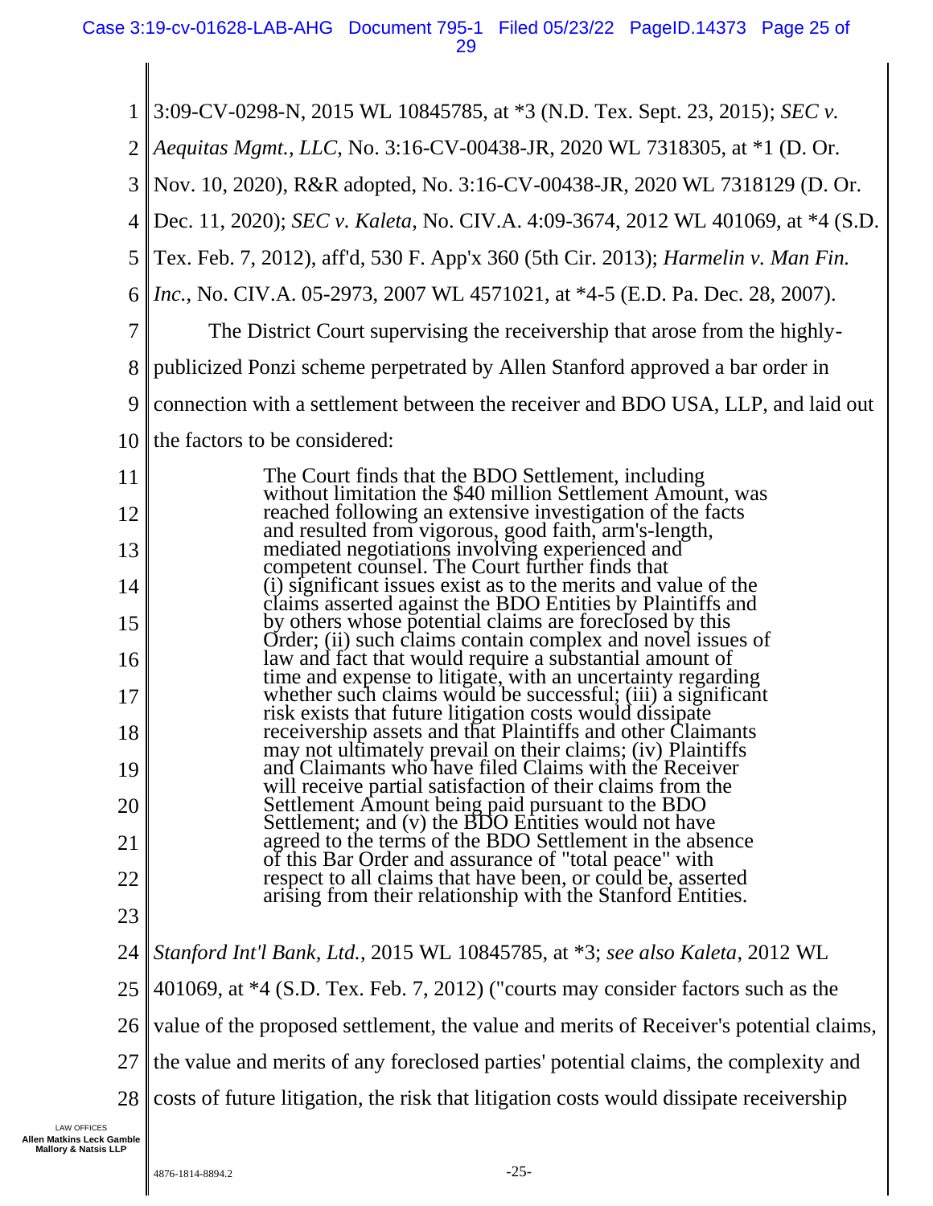3:09-CV-0298-N, 2015 WL 10845785, at *3 (N.D. Tex. Sept. 23, 2015); *SEC v. Aequitas Mgmt., LLC*, No. 3:16-CV-00438-JR, 2020 WL 7318305, at *1 (D. Or. Nov. 10, 2020), R&R adopted, No. 3:16-CV-00438-JR, 2020 WL 7318129 (D. Or. Dec. 11, 2020); *SEC v. Kaleta*, No. CIV.A. 4:09-3674, 2012 WL 401069, at *4 (S.D. Tex. Feb. 7, 2012), aff'd, 530 F. App'x 360 (5th Cir. 2013); *Harmelin v. Man Fin. Inc.*, No. CIV.A. 05-2973, 2007 WL 4571021, at *4-5 (E.D. Pa. Dec. 28, 2007).

The District Court supervising the receivership that arose from the highly-publicized Ponzi scheme perpetrated by Allen Stanford approved a bar order in connection with a settlement between the receiver and BDO USA, LLP, and laid out the factors to be considered:

> The Court finds that the BDO Settlement, including without limitation the $40 million Settlement Amount, was reached following an extensive investigation of the facts and resulted from vigorous, good faith, arm's-length, mediated negotiations involving experienced and competent counsel. The Court further finds that (i) significant issues exist as to the merits and value of the claims asserted against the BDO Entities by Plaintiffs and by others whose potential claims are foreclosed by this Order; (ii) such claims contain complex and novel issues of law and fact that would require a substantial amount of time and expense to litigate, with an uncertainty regarding whether such claims would be successful; (iii) a significant risk exists that future litigation costs would dissipate receivership assets and that Plaintiffs and other Claimants may not ultimately prevail on their claims; (iv) Plaintiffs and Claimants who have filed Claims with the Receiver will receive partial satisfaction of their claims from the Settlement Amount being paid pursuant to the BDO Settlement; and (v) the BDO Entities would not have agreed to the terms of the BDO Settlement in the absence of this Bar Order and assurance of "total peace" with respect to all claims that have been, or could be, asserted arising from their relationship with the Stanford Entities.

*Stanford Int'l Bank, Ltd.*, 2015 WL 10845785, at *3; *see also Kaleta*, 2012 WL 401069, at *4 (S.D. Tex. Feb. 7, 2012) ("courts may consider factors such as the value of the proposed settlement, the value and merits of Receiver's potential claims, the value and merits of any foreclosed parties' potential claims, the complexity and costs of future litigation, the risk that litigation costs would dissipate receivership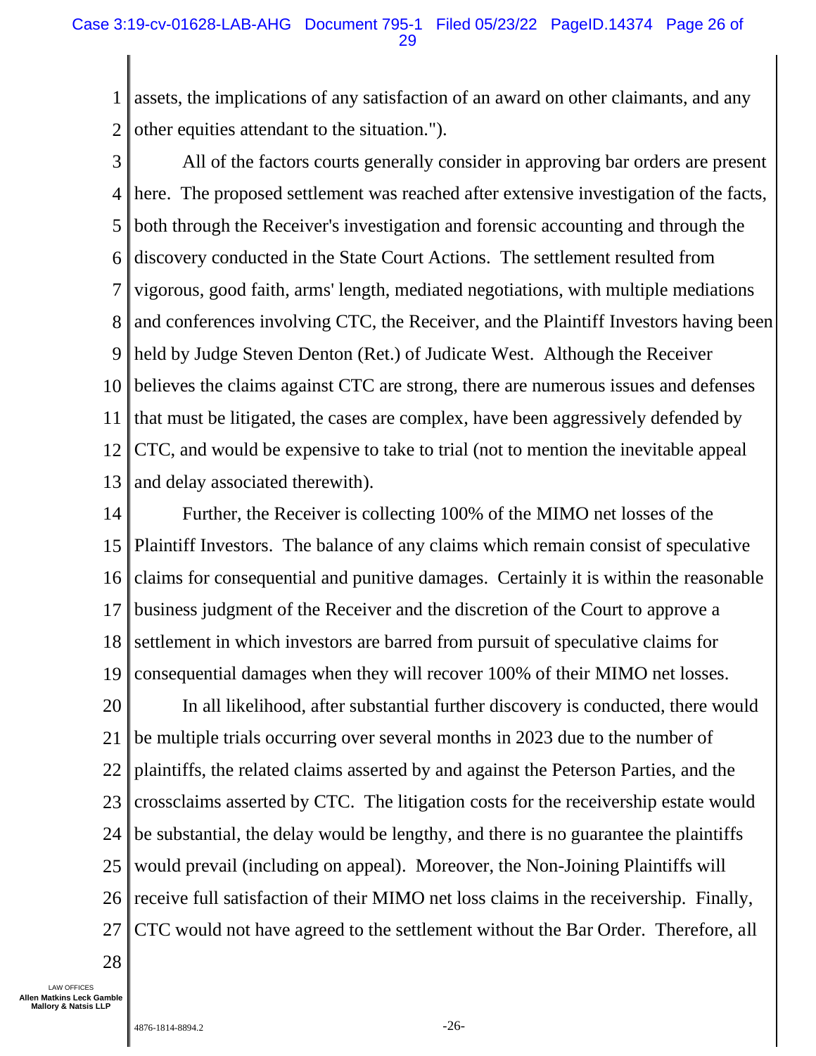assets, the implications of any satisfaction of an award on other claimants, and any other equities attendant to the situation.").

All of the factors courts generally consider in approving bar orders are present here. The proposed settlement was reached after extensive investigation of the facts, both through the Receiver's investigation and forensic accounting and through the discovery conducted in the State Court Actions. The settlement resulted from vigorous, good faith, arms' length, mediated negotiations, with multiple mediations and conferences involving CTC, the Receiver, and the Plaintiff Investors having been held by Judge Steven Denton (Ret.) of Judicate West. Although the Receiver believes the claims against CTC are strong, there are numerous issues and defenses that must be litigated, the cases are complex, have been aggressively defended by CTC, and would be expensive to take to trial (not to mention the inevitable appeal and delay associated therewith).

Further, the Receiver is collecting 100% of the MIMO net losses of the Plaintiff Investors. The balance of any claims which remain consist of speculative claims for consequential and punitive damages. Certainly it is within the reasonable business judgment of the Receiver and the discretion of the Court to approve a settlement in which investors are barred from pursuit of speculative claims for consequential damages when they will recover 100% of their MIMO net losses.

In all likelihood, after substantial further discovery is conducted, there would be multiple trials occurring over several months in 2023 due to the number of plaintiffs, the related claims asserted by and against the Peterson Parties, and the crossclaims asserted by CTC. The litigation costs for the receivership estate would be substantial, the delay would be lengthy, and there is no guarantee the plaintiffs would prevail (including on appeal). Moreover, the Non-Joining Plaintiffs will receive full satisfaction of their MIMO net loss claims in the receivership. Finally, CTC would not have agreed to the settlement without the Bar Order. Therefore, all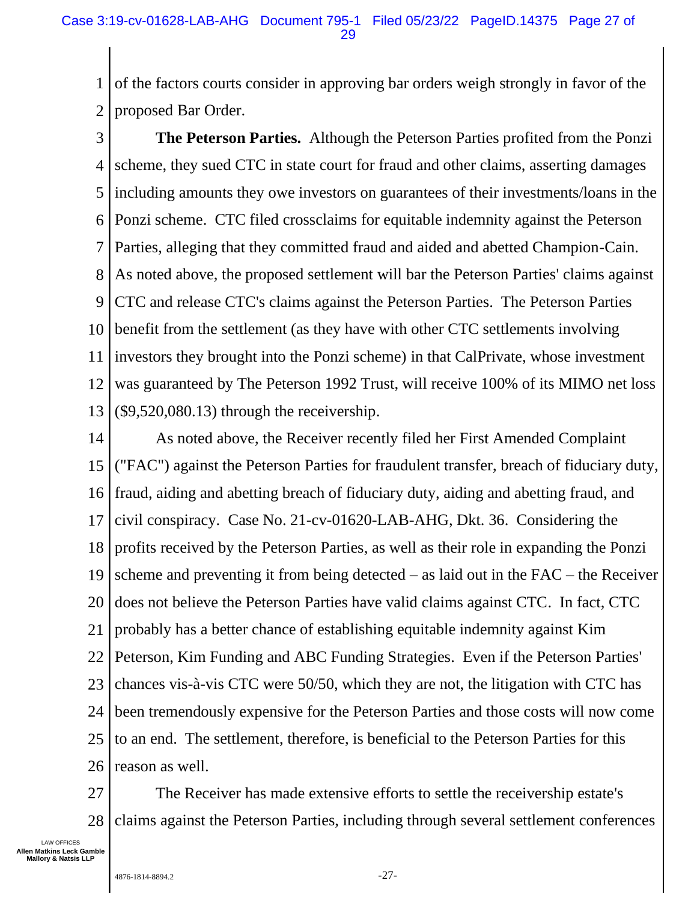of the factors courts consider in approving bar orders weigh strongly in favor of the proposed Bar Order.

**The Peterson Parties.** Although the Peterson Parties profited from the Ponzi scheme, they sued CTC in state court for fraud and other claims, asserting damages including amounts they owe investors on guarantees of their investments/loans in the Ponzi scheme. CTC filed crossclaims for equitable indemnity against the Peterson Parties, alleging that they committed fraud and aided and abetted Champion-Cain. As noted above, the proposed settlement will bar the Peterson Parties' claims against CTC and release CTC's claims against the Peterson Parties. The Peterson Parties benefit from the settlement (as they have with other CTC settlements involving investors they brought into the Ponzi scheme) in that CalPrivate, whose investment was guaranteed by The Peterson 1992 Trust, will receive 100% of its MIMO net loss ($9,520,080.13) through the receivership.

As noted above, the Receiver recently filed her First Amended Complaint ("FAC") against the Peterson Parties for fraudulent transfer, breach of fiduciary duty, fraud, aiding and abetting breach of fiduciary duty, aiding and abetting fraud, and civil conspiracy. Case No. 21-cv-01620-LAB-AHG, Dkt. 36. Considering the profits received by the Peterson Parties, as well as their role in expanding the Ponzi scheme and preventing it from being detected – as laid out in the FAC – the Receiver does not believe the Peterson Parties have valid claims against CTC. In fact, CTC probably has a better chance of establishing equitable indemnity against Kim Peterson, Kim Funding and ABC Funding Strategies. Even if the Peterson Parties' chances vis-à-vis CTC were 50/50, which they are not, the litigation with CTC has been tremendously expensive for the Peterson Parties and those costs will now come to an end. The settlement, therefore, is beneficial to the Peterson Parties for this reason as well.

The Receiver has made extensive efforts to settle the receivership estate's claims against the Peterson Parties, including through several settlement conferences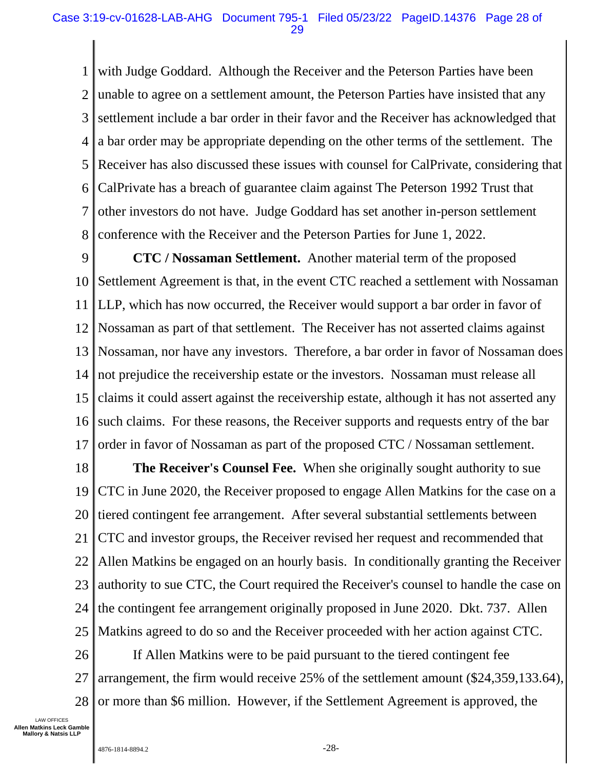with Judge Goddard. Although the Receiver and the Peterson Parties have been unable to agree on a settlement amount, the Peterson Parties have insisted that any settlement include a bar order in their favor and the Receiver has acknowledged that a bar order may be appropriate depending on the other terms of the settlement. The Receiver has also discussed these issues with counsel for CalPrivate, considering that CalPrivate has a breach of guarantee claim against The Peterson 1992 Trust that other investors do not have. Judge Goddard has set another in-person settlement conference with the Receiver and the Peterson Parties for June 1, 2022.

**CTC / Nossaman Settlement.** Another material term of the proposed Settlement Agreement is that, in the event CTC reached a settlement with Nossaman LLP, which has now occurred, the Receiver would support a bar order in favor of Nossaman as part of that settlement. The Receiver has not asserted claims against Nossaman, nor have any investors. Therefore, a bar order in favor of Nossaman does not prejudice the receivership estate or the investors. Nossaman must release all claims it could assert against the receivership estate, although it has not asserted any such claims. For these reasons, the Receiver supports and requests entry of the bar order in favor of Nossaman as part of the proposed CTC / Nossaman settlement.

**The Receiver's Counsel Fee.** When she originally sought authority to sue CTC in June 2020, the Receiver proposed to engage Allen Matkins for the case on a tiered contingent fee arrangement. After several substantial settlements between CTC and investor groups, the Receiver revised her request and recommended that Allen Matkins be engaged on an hourly basis. In conditionally granting the Receiver authority to sue CTC, the Court required the Receiver's counsel to handle the case on the contingent fee arrangement originally proposed in June 2020. Dkt. 737. Allen Matkins agreed to do so and the Receiver proceeded with her action against CTC.

If Allen Matkins were to be paid pursuant to the tiered contingent fee arrangement, the firm would receive 25% of the settlement amount ($24,359,133.64), or more than $6 million. However, if the Settlement Agreement is approved, the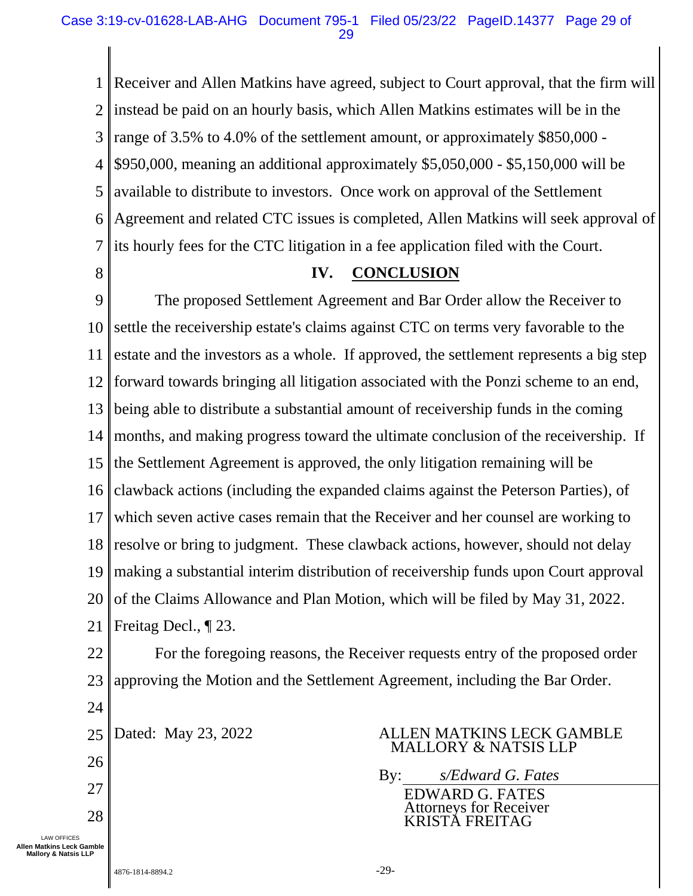Receiver and Allen Matkins have agreed, subject to Court approval, that the firm will instead be paid on an hourly basis, which Allen Matkins estimates will be in the range of 3.5% to 4.0% of the settlement amount, or approximately $850,000 - $950,000, meaning an additional approximately $5,050,000 - $5,150,000 will be available to distribute to investors. Once work on approval of the Settlement Agreement and related CTC issues is completed, Allen Matkins will seek approval of its hourly fees for the CTC litigation in a fee application filed with the Court.

## IV. CONCLUSION

The proposed Settlement Agreement and Bar Order allow the Receiver to settle the receivership estate's claims against CTC on terms very favorable to the estate and the investors as a whole. If approved, the settlement represents a big step forward towards bringing all litigation associated with the Ponzi scheme to an end, being able to distribute a substantial amount of receivership funds in the coming months, and making progress toward the ultimate conclusion of the receivership. If the Settlement Agreement is approved, the only litigation remaining will be clawback actions (including the expanded claims against the Peterson Parties), of which seven active cases remain that the Receiver and her counsel are working to resolve or bring to judgment. These clawback actions, however, should not delay making a substantial interim distribution of receivership funds upon Court approval of the Claims Allowance and Plan Motion, which will be filed by May 31, 2022. Freitag Decl., ¶ 23.

For the foregoing reasons, the Receiver requests entry of the proposed order approving the Motion and the Settlement Agreement, including the Bar Order.

Dated: May 23, 2022

ALLEN MATKINS LECK GAMBLE MALLORY & NATSIS LLP

By: *s/Edward G. Fates*
EDWARD G. FATES
Attorneys for Receiver
KRISTA FREITAG